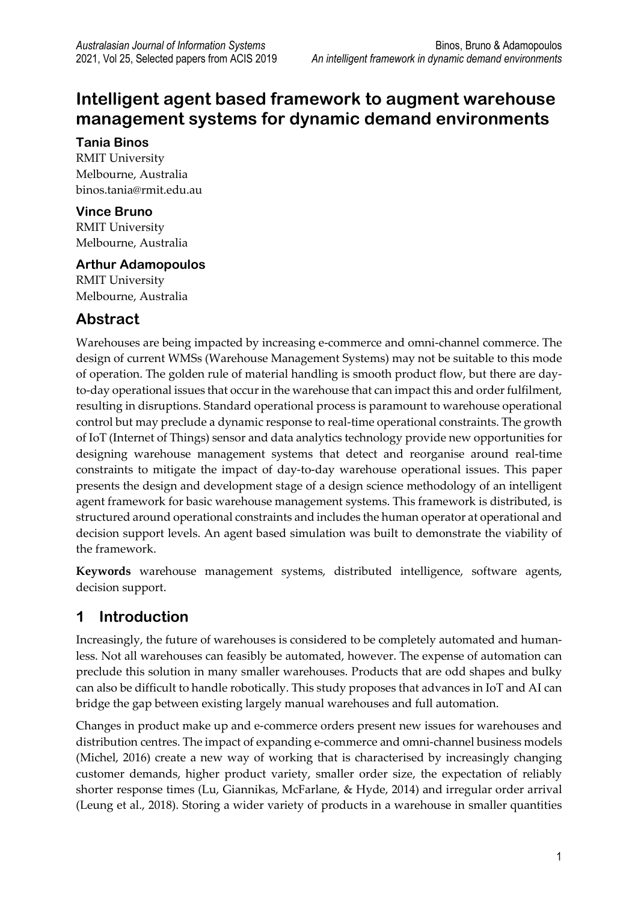# Intelligent agent based framework to augment warehouse management systems for dynamic demand environments

**Tania Binos**
RMIT University
Melbourne, Australia
binos.tania@rmit.edu.au

**Vince Bruno**
RMIT University
Melbourne, Australia

**Arthur Adamopoulos**
RMIT University
Melbourne, Australia

## Abstract

Warehouses are being impacted by increasing e-commerce and omni-channel commerce. The design of current WMSs (Warehouse Management Systems) may not be suitable to this mode of operation. The golden rule of material handling is smooth product flow, but there are day-to-day operational issues that occur in the warehouse that can impact this and order fulfilment, resulting in disruptions. Standard operational process is paramount to warehouse operational control but may preclude a dynamic response to real-time operational constraints. The growth of IoT (Internet of Things) sensor and data analytics technology provide new opportunities for designing warehouse management systems that detect and reorganise around real-time constraints to mitigate the impact of day-to-day warehouse operational issues. This paper presents the design and development stage of a design science methodology of an intelligent agent framework for basic warehouse management systems. This framework is distributed, is structured around operational constraints and includes the human operator at operational and decision support levels. An agent based simulation was built to demonstrate the viability of the framework.

**Keywords** warehouse management systems, distributed intelligence, software agents, decision support.

## 1 Introduction

Increasingly, the future of warehouses is considered to be completely automated and human-less. Not all warehouses can feasibly be automated, however. The expense of automation can preclude this solution in many smaller warehouses. Products that are odd shapes and bulky can also be difficult to handle robotically. This study proposes that advances in IoT and AI can bridge the gap between existing largely manual warehouses and full automation.

Changes in product make up and e-commerce orders present new issues for warehouses and distribution centres. The impact of expanding e-commerce and omni-channel business models (Michel, 2016) create a new way of working that is characterised by increasingly changing customer demands, higher product variety, smaller order size, the expectation of reliably shorter response times (Lu, Giannikas, McFarlane, & Hyde, 2014) and irregular order arrival (Leung et al., 2018). Storing a wider variety of products in a warehouse in smaller quantities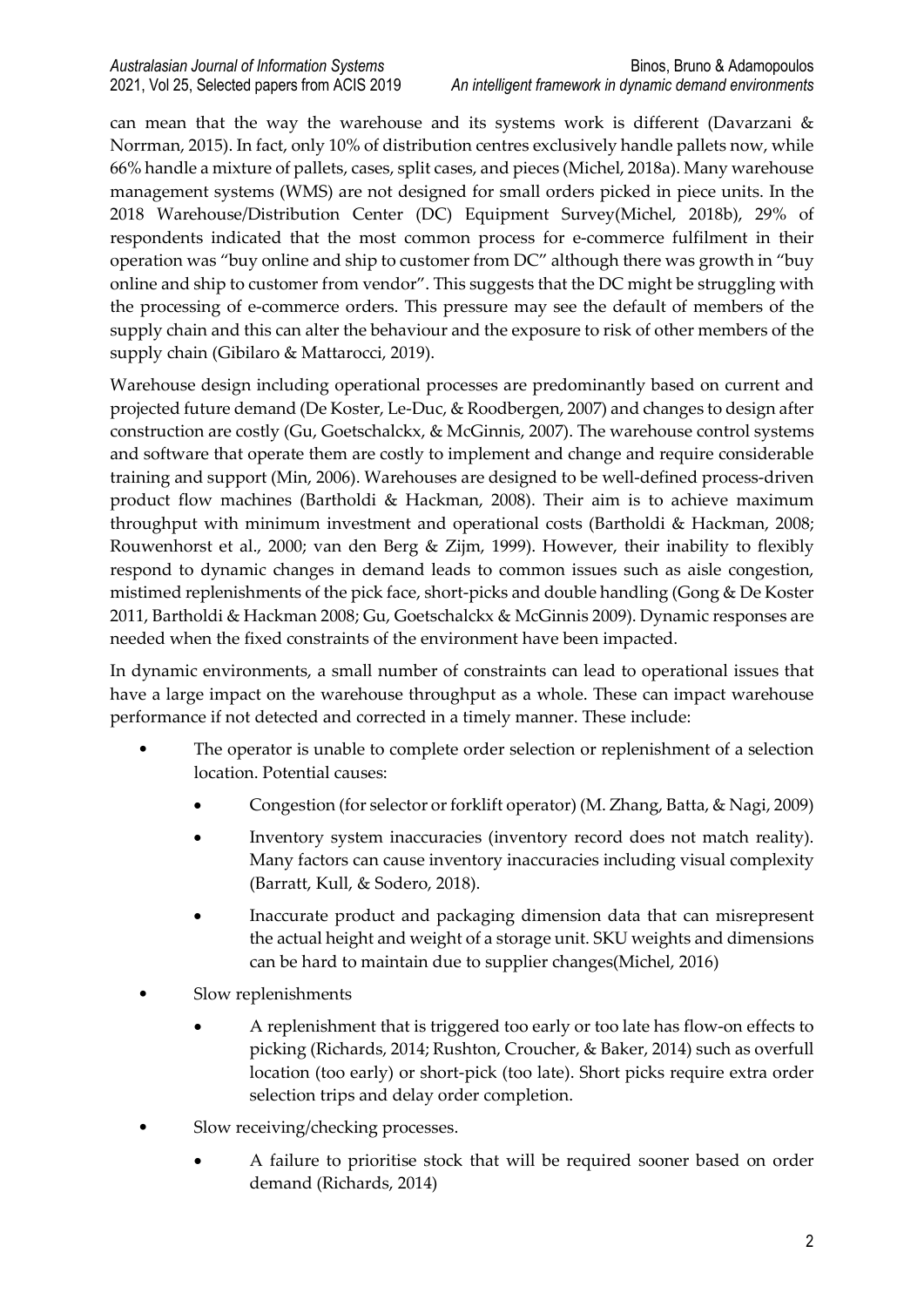can mean that the way the warehouse and its systems work is different (Davarzani & Norrman, 2015). In fact, only 10% of distribution centres exclusively handle pallets now, while 66% handle a mixture of pallets, cases, split cases, and pieces (Michel, 2018a). Many warehouse management systems (WMS) are not designed for small orders picked in piece units. In the 2018 Warehouse/Distribution Center (DC) Equipment Survey(Michel, 2018b), 29% of respondents indicated that the most common process for e-commerce fulfilment in their operation was "buy online and ship to customer from DC" although there was growth in "buy online and ship to customer from vendor". This suggests that the DC might be struggling with the processing of e-commerce orders. This pressure may see the default of members of the supply chain and this can alter the behaviour and the exposure to risk of other members of the supply chain (Gibilaro & Mattarocci, 2019).

Warehouse design including operational processes are predominantly based on current and projected future demand (De Koster, Le-Duc, & Roodbergen, 2007) and changes to design after construction are costly (Gu, Goetschalckx, & McGinnis, 2007). The warehouse control systems and software that operate them are costly to implement and change and require considerable training and support (Min, 2006). Warehouses are designed to be well-defined process-driven product flow machines (Bartholdi & Hackman, 2008). Their aim is to achieve maximum throughput with minimum investment and operational costs (Bartholdi & Hackman, 2008; Rouwenhorst et al., 2000; van den Berg & Zijm, 1999). However, their inability to flexibly respond to dynamic changes in demand leads to common issues such as aisle congestion, mistimed replenishments of the pick face, short-picks and double handling (Gong & De Koster 2011, Bartholdi & Hackman 2008; Gu, Goetschalckx & McGinnis 2009). Dynamic responses are needed when the fixed constraints of the environment have been impacted.

In dynamic environments, a small number of constraints can lead to operational issues that have a large impact on the warehouse throughput as a whole. These can impact warehouse performance if not detected and corrected in a timely manner. These include:

- The operator is unable to complete order selection or replenishment of a selection location. Potential causes:
  - Congestion (for selector or forklift operator) (M. Zhang, Batta, & Nagi, 2009)
  - Inventory system inaccuracies (inventory record does not match reality). Many factors can cause inventory inaccuracies including visual complexity (Barratt, Kull, & Sodero, 2018).
  - Inaccurate product and packaging dimension data that can misrepresent the actual height and weight of a storage unit. SKU weights and dimensions can be hard to maintain due to supplier changes(Michel, 2016)
- Slow replenishments
  - A replenishment that is triggered too early or too late has flow-on effects to picking (Richards, 2014; Rushton, Croucher, & Baker, 2014) such as overfull location (too early) or short-pick (too late). Short picks require extra order selection trips and delay order completion.
- Slow receiving/checking processes.
  - A failure to prioritise stock that will be required sooner based on order demand (Richards, 2014)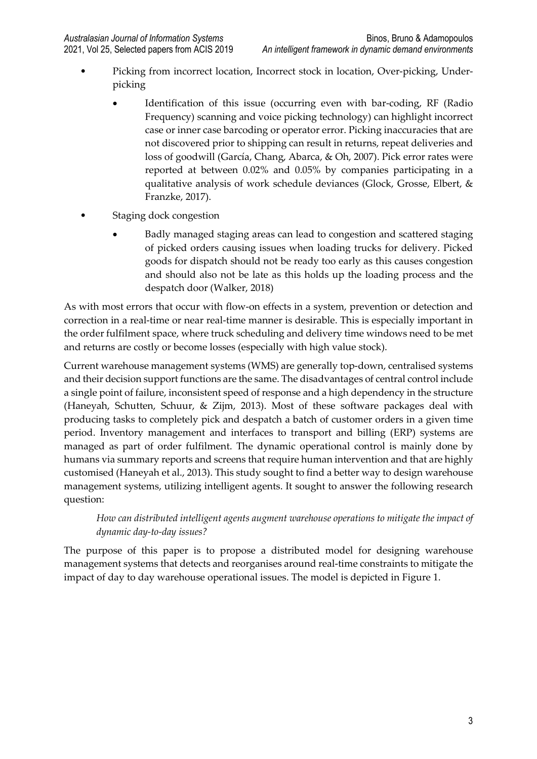- Picking from incorrect location, Incorrect stock in location, Over-picking, Under-picking
    - Identification of this issue (occurring even with bar-coding, RF (Radio Frequency) scanning and voice picking technology) can highlight incorrect case or inner case barcoding or operator error. Picking inaccuracies that are not discovered prior to shipping can result in returns, repeat deliveries and loss of goodwill (García, Chang, Abarca, & Oh, 2007). Pick error rates were reported at between 0.02% and 0.05% by companies participating in a qualitative analysis of work schedule deviances (Glock, Grosse, Elbert, & Franzke, 2017).
- Staging dock congestion
    - Badly managed staging areas can lead to congestion and scattered staging of picked orders causing issues when loading trucks for delivery. Picked goods for dispatch should not be ready too early as this causes congestion and should also not be late as this holds up the loading process and the despatch door (Walker, 2018)

As with most errors that occur with flow-on effects in a system, prevention or detection and correction in a real-time or near real-time manner is desirable. This is especially important in the order fulfilment space, where truck scheduling and delivery time windows need to be met and returns are costly or become losses (especially with high value stock).

Current warehouse management systems (WMS) are generally top-down, centralised systems and their decision support functions are the same. The disadvantages of central control include a single point of failure, inconsistent speed of response and a high dependency in the structure (Haneyah, Schutten, Schuur, & Zijm, 2013). Most of these software packages deal with producing tasks to completely pick and despatch a batch of customer orders in a given time period. Inventory management and interfaces to transport and billing (ERP) systems are managed as part of order fulfilment. The dynamic operational control is mainly done by humans via summary reports and screens that require human intervention and that are highly customised (Haneyah et al., 2013). This study sought to find a better way to design warehouse management systems, utilizing intelligent agents. It sought to answer the following research question:

*How can distributed intelligent agents augment warehouse operations to mitigate the impact of dynamic day-to-day issues?*

The purpose of this paper is to propose a distributed model for designing warehouse management systems that detects and reorganises around real-time constraints to mitigate the impact of day to day warehouse operational issues. The model is depicted in Figure 1.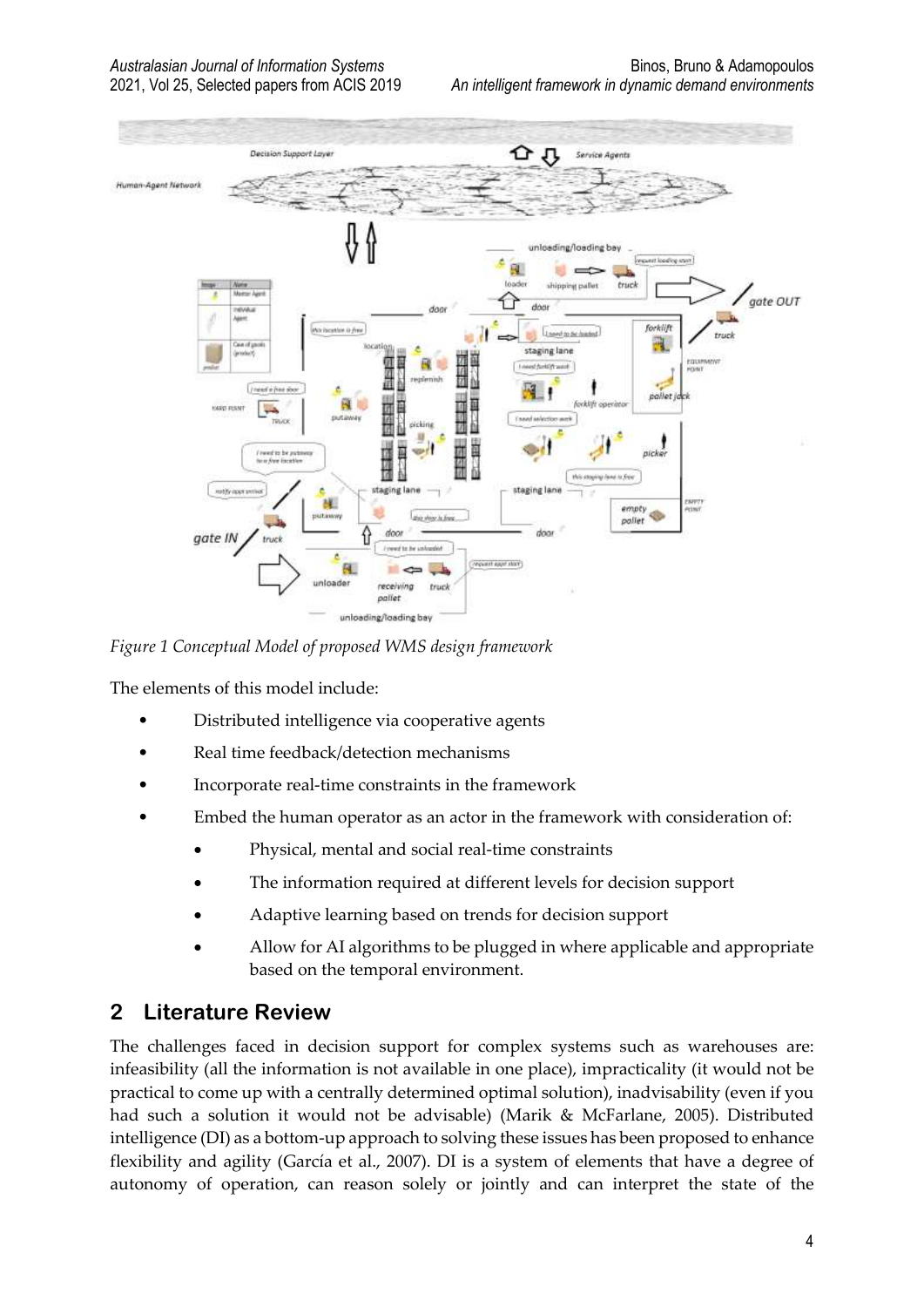*Figure 1 Conceptual Model of proposed WMS design framework*

The elements of this model include:

- Distributed intelligence via cooperative agents
- Real time feedback/detection mechanisms
- Incorporate real-time constraints in the framework
- Embed the human operator as an actor in the framework with consideration of:
    - Physical, mental and social real-time constraints
    - The information required at different levels for decision support
    - Adaptive learning based on trends for decision support
    - Allow for AI algorithms to be plugged in where applicable and appropriate based on the temporal environment.

## 2 Literature Review

The challenges faced in decision support for complex systems such as warehouses are: infeasibility (all the information is not available in one place), impracticality (it would not be practical to come up with a centrally determined optimal solution), inadvisability (even if you had such a solution it would not be advisable) (Marik & McFarlane, 2005). Distributed intelligence (DI) as a bottom-up approach to solving these issues has been proposed to enhance flexibility and agility (García et al., 2007). DI is a system of elements that have a degree of autonomy of operation, can reason solely or jointly and can interpret the state of the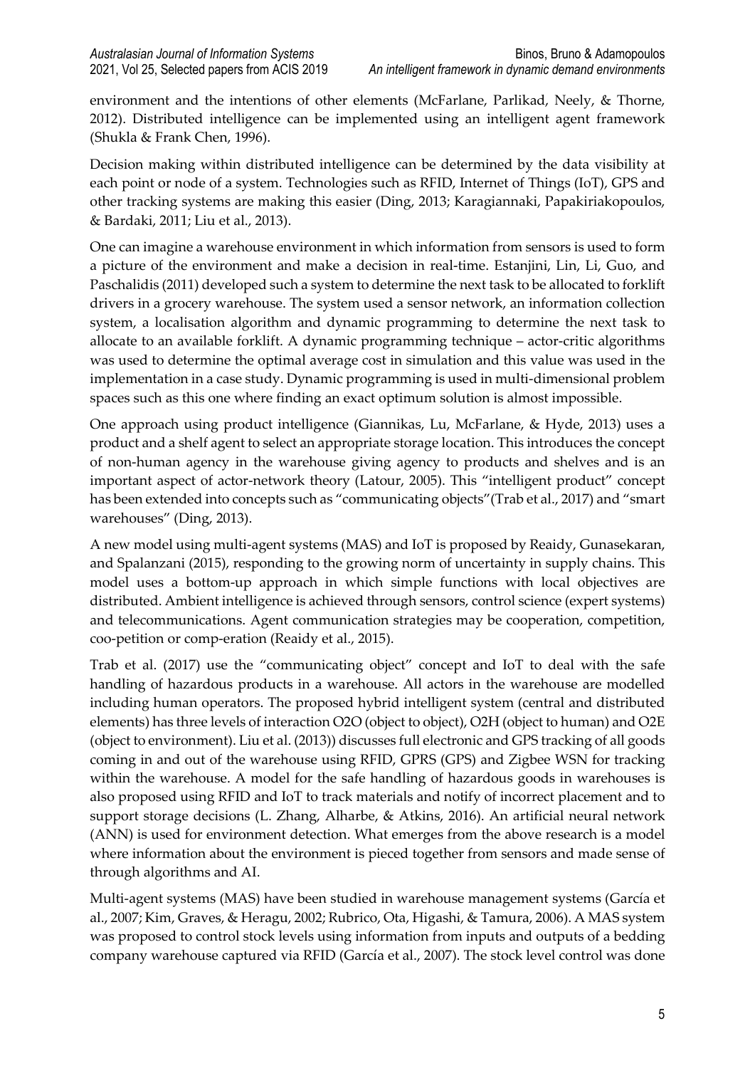environment and the intentions of other elements (McFarlane, Parlikad, Neely, & Thorne, 2012). Distributed intelligence can be implemented using an intelligent agent framework (Shukla & Frank Chen, 1996).

Decision making within distributed intelligence can be determined by the data visibility at each point or node of a system. Technologies such as RFID, Internet of Things (IoT), GPS and other tracking systems are making this easier (Ding, 2013; Karagiannaki, Papakiriakopoulos, & Bardaki, 2011; Liu et al., 2013).

One can imagine a warehouse environment in which information from sensors is used to form a picture of the environment and make a decision in real-time. Estanjini, Lin, Li, Guo, and Paschalidis (2011) developed such a system to determine the next task to be allocated to forklift drivers in a grocery warehouse. The system used a sensor network, an information collection system, a localisation algorithm and dynamic programming to determine the next task to allocate to an available forklift. A dynamic programming technique – actor-critic algorithms was used to determine the optimal average cost in simulation and this value was used in the implementation in a case study. Dynamic programming is used in multi-dimensional problem spaces such as this one where finding an exact optimum solution is almost impossible.

One approach using product intelligence (Giannikas, Lu, McFarlane, & Hyde, 2013) uses a product and a shelf agent to select an appropriate storage location. This introduces the concept of non-human agency in the warehouse giving agency to products and shelves and is an important aspect of actor-network theory (Latour, 2005). This "intelligent product" concept has been extended into concepts such as "communicating objects"(Trab et al., 2017) and "smart warehouses" (Ding, 2013).

A new model using multi-agent systems (MAS) and IoT is proposed by Reaidy, Gunasekaran, and Spalanzani (2015), responding to the growing norm of uncertainty in supply chains. This model uses a bottom-up approach in which simple functions with local objectives are distributed. Ambient intelligence is achieved through sensors, control science (expert systems) and telecommunications. Agent communication strategies may be cooperation, competition, coo-petition or comp-eration (Reaidy et al., 2015).

Trab et al. (2017) use the "communicating object" concept and IoT to deal with the safe handling of hazardous products in a warehouse. All actors in the warehouse are modelled including human operators. The proposed hybrid intelligent system (central and distributed elements) has three levels of interaction O2O (object to object), O2H (object to human) and O2E (object to environment). Liu et al. (2013)) discusses full electronic and GPS tracking of all goods coming in and out of the warehouse using RFID, GPRS (GPS) and Zigbee WSN for tracking within the warehouse. A model for the safe handling of hazardous goods in warehouses is also proposed using RFID and IoT to track materials and notify of incorrect placement and to support storage decisions (L. Zhang, Alharbe, & Atkins, 2016). An artificial neural network (ANN) is used for environment detection. What emerges from the above research is a model where information about the environment is pieced together from sensors and made sense of through algorithms and AI.

Multi-agent systems (MAS) have been studied in warehouse management systems (García et al., 2007; Kim, Graves, & Heragu, 2002; Rubrico, Ota, Higashi, & Tamura, 2006). A MAS system was proposed to control stock levels using information from inputs and outputs of a bedding company warehouse captured via RFID (García et al., 2007). The stock level control was done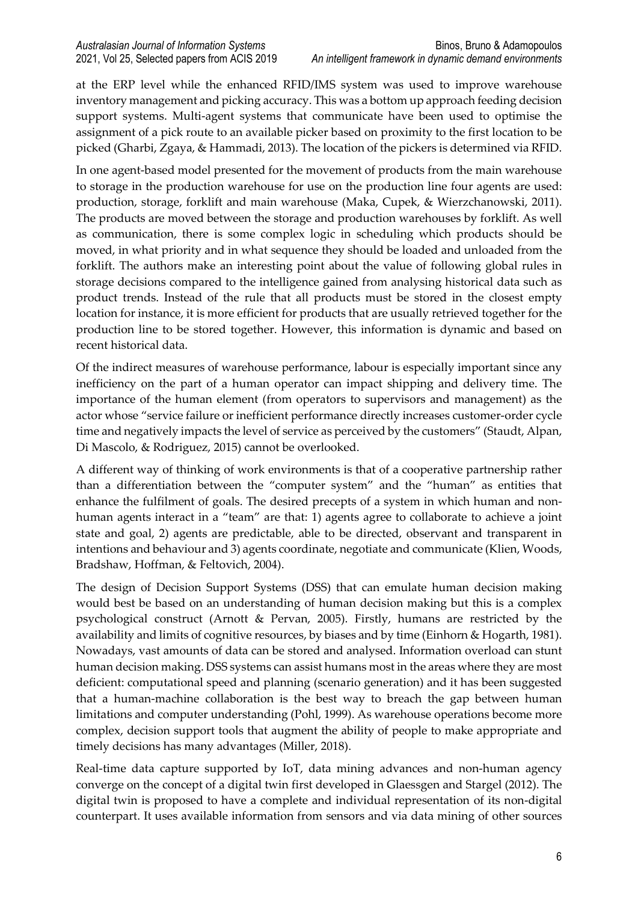at the ERP level while the enhanced RFID/IMS system was used to improve warehouse inventory management and picking accuracy. This was a bottom up approach feeding decision support systems. Multi-agent systems that communicate have been used to optimise the assignment of a pick route to an available picker based on proximity to the first location to be picked (Gharbi, Zgaya, & Hammadi, 2013). The location of the pickers is determined via RFID.

In one agent-based model presented for the movement of products from the main warehouse to storage in the production warehouse for use on the production line four agents are used: production, storage, forklift and main warehouse (Maka, Cupek, & Wierzchanowski, 2011). The products are moved between the storage and production warehouses by forklift. As well as communication, there is some complex logic in scheduling which products should be moved, in what priority and in what sequence they should be loaded and unloaded from the forklift. The authors make an interesting point about the value of following global rules in storage decisions compared to the intelligence gained from analysing historical data such as product trends. Instead of the rule that all products must be stored in the closest empty location for instance, it is more efficient for products that are usually retrieved together for the production line to be stored together. However, this information is dynamic and based on recent historical data.

Of the indirect measures of warehouse performance, labour is especially important since any inefficiency on the part of a human operator can impact shipping and delivery time. The importance of the human element (from operators to supervisors and management) as the actor whose "service failure or inefficient performance directly increases customer-order cycle time and negatively impacts the level of service as perceived by the customers" (Staudt, Alpan, Di Mascolo, & Rodriguez, 2015) cannot be overlooked.

A different way of thinking of work environments is that of a cooperative partnership rather than a differentiation between the "computer system" and the "human" as entities that enhance the fulfilment of goals. The desired precepts of a system in which human and non-human agents interact in a "team" are that: 1) agents agree to collaborate to achieve a joint state and goal, 2) agents are predictable, able to be directed, observant and transparent in intentions and behaviour and 3) agents coordinate, negotiate and communicate (Klien, Woods, Bradshaw, Hoffman, & Feltovich, 2004).

The design of Decision Support Systems (DSS) that can emulate human decision making would best be based on an understanding of human decision making but this is a complex psychological construct (Arnott & Pervan, 2005). Firstly, humans are restricted by the availability and limits of cognitive resources, by biases and by time (Einhorn & Hogarth, 1981). Nowadays, vast amounts of data can be stored and analysed. Information overload can stunt human decision making. DSS systems can assist humans most in the areas where they are most deficient: computational speed and planning (scenario generation) and it has been suggested that a human-machine collaboration is the best way to breach the gap between human limitations and computer understanding (Pohl, 1999). As warehouse operations become more complex, decision support tools that augment the ability of people to make appropriate and timely decisions has many advantages (Miller, 2018).

Real-time data capture supported by IoT, data mining advances and non-human agency converge on the concept of a digital twin first developed in Glaessgen and Stargel (2012). The digital twin is proposed to have a complete and individual representation of its non-digital counterpart. It uses available information from sensors and via data mining of other sources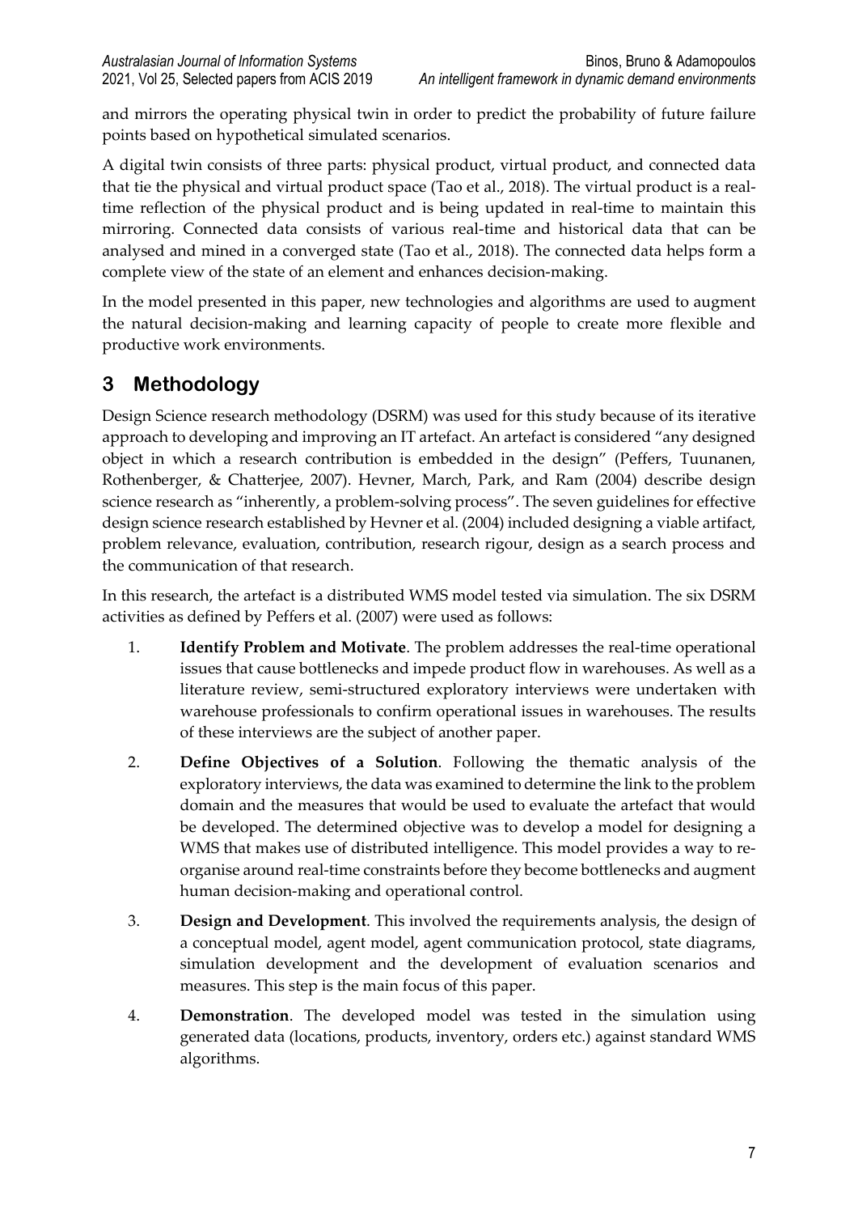and mirrors the operating physical twin in order to predict the probability of future failure points based on hypothetical simulated scenarios.

A digital twin consists of three parts: physical product, virtual product, and connected data that tie the physical and virtual product space (Tao et al., 2018). The virtual product is a real-time reflection of the physical product and is being updated in real-time to maintain this mirroring. Connected data consists of various real-time and historical data that can be analysed and mined in a converged state (Tao et al., 2018). The connected data helps form a complete view of the state of an element and enhances decision-making.

In the model presented in this paper, new technologies and algorithms are used to augment the natural decision-making and learning capacity of people to create more flexible and productive work environments.

# 3 Methodology

Design Science research methodology (DSRM) was used for this study because of its iterative approach to developing and improving an IT artefact. An artefact is considered "any designed object in which a research contribution is embedded in the design" (Peffers, Tuunanen, Rothenberger, & Chatterjee, 2007). Hevner, March, Park, and Ram (2004) describe design science research as "inherently, a problem-solving process". The seven guidelines for effective design science research established by Hevner et al. (2004) included designing a viable artifact, problem relevance, evaluation, contribution, research rigour, design as a search process and the communication of that research.

In this research, the artefact is a distributed WMS model tested via simulation. The six DSRM activities as defined by Peffers et al. (2007) were used as follows:

1. **Identify Problem and Motivate**. The problem addresses the real-time operational issues that cause bottlenecks and impede product flow in warehouses. As well as a literature review, semi-structured exploratory interviews were undertaken with warehouse professionals to confirm operational issues in warehouses. The results of these interviews are the subject of another paper.
2. **Define Objectives of a Solution**. Following the thematic analysis of the exploratory interviews, the data was examined to determine the link to the problem domain and the measures that would be used to evaluate the artefact that would be developed. The determined objective was to develop a model for designing a WMS that makes use of distributed intelligence. This model provides a way to re-organise around real-time constraints before they become bottlenecks and augment human decision-making and operational control.
3. **Design and Development**. This involved the requirements analysis, the design of a conceptual model, agent model, agent communication protocol, state diagrams, simulation development and the development of evaluation scenarios and measures. This step is the main focus of this paper.
4. **Demonstration**. The developed model was tested in the simulation using generated data (locations, products, inventory, orders etc.) against standard WMS algorithms.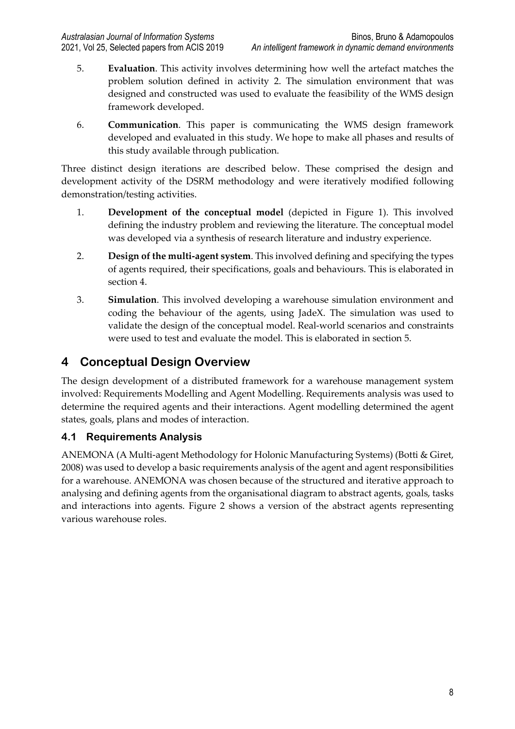5. **Evaluation**. This activity involves determining how well the artefact matches the problem solution defined in activity 2. The simulation environment that was designed and constructed was used to evaluate the feasibility of the WMS design framework developed.

6. **Communication**. This paper is communicating the WMS design framework developed and evaluated in this study. We hope to make all phases and results of this study available through publication.

Three distinct design iterations are described below. These comprised the design and development activity of the DSRM methodology and were iteratively modified following demonstration/testing activities.

1. **Development of the conceptual model** (depicted in Figure 1). This involved defining the industry problem and reviewing the literature. The conceptual model was developed via a synthesis of research literature and industry experience.

2. **Design of the multi-agent system**. This involved defining and specifying the types of agents required, their specifications, goals and behaviours. This is elaborated in section 4.

3. **Simulation**. This involved developing a warehouse simulation environment and coding the behaviour of the agents, using JadeX. The simulation was used to validate the design of the conceptual model. Real-world scenarios and constraints were used to test and evaluate the model. This is elaborated in section 5.

# 4 Conceptual Design Overview

The design development of a distributed framework for a warehouse management system involved: Requirements Modelling and Agent Modelling. Requirements analysis was used to determine the required agents and their interactions. Agent modelling determined the agent states, goals, plans and modes of interaction.

## 4.1 Requirements Analysis

ANEMONA (A Multi-agent Methodology for Holonic Manufacturing Systems) (Botti & Giret, 2008) was used to develop a basic requirements analysis of the agent and agent responsibilities for a warehouse. ANEMONA was chosen because of the structured and iterative approach to analysing and defining agents from the organisational diagram to abstract agents, goals, tasks and interactions into agents. Figure 2 shows a version of the abstract agents representing various warehouse roles.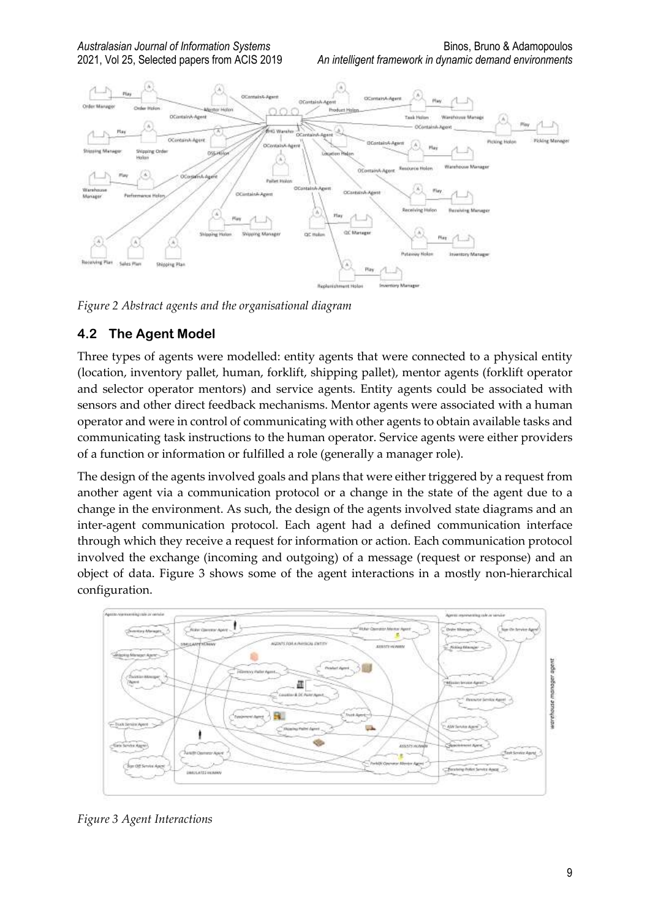*Figure 2 Abstract agents and the organisational diagram*

## 4.2 The Agent Model

Three types of agents were modelled: entity agents that were connected to a physical entity (location, inventory pallet, human, forklift, shipping pallet), mentor agents (forklift operator and selector operator mentors) and service agents. Entity agents could be associated with sensors and other direct feedback mechanisms. Mentor agents were associated with a human operator and were in control of communicating with other agents to obtain available tasks and communicating task instructions to the human operator. Service agents were either providers of a function or information or fulfilled a role (generally a manager role).

The design of the agents involved goals and plans that were either triggered by a request from another agent via a communication protocol or a change in the state of the agent due to a change in the environment. As such, the design of the agents involved state diagrams and an inter-agent communication protocol. Each agent had a defined communication interface through which they receive a request for information or action. Each communication protocol involved the exchange (incoming and outgoing) of a message (request or response) and an object of data. Figure 3 shows some of the agent interactions in a mostly non-hierarchical configuration.

*Figure 3 Agent Interactions*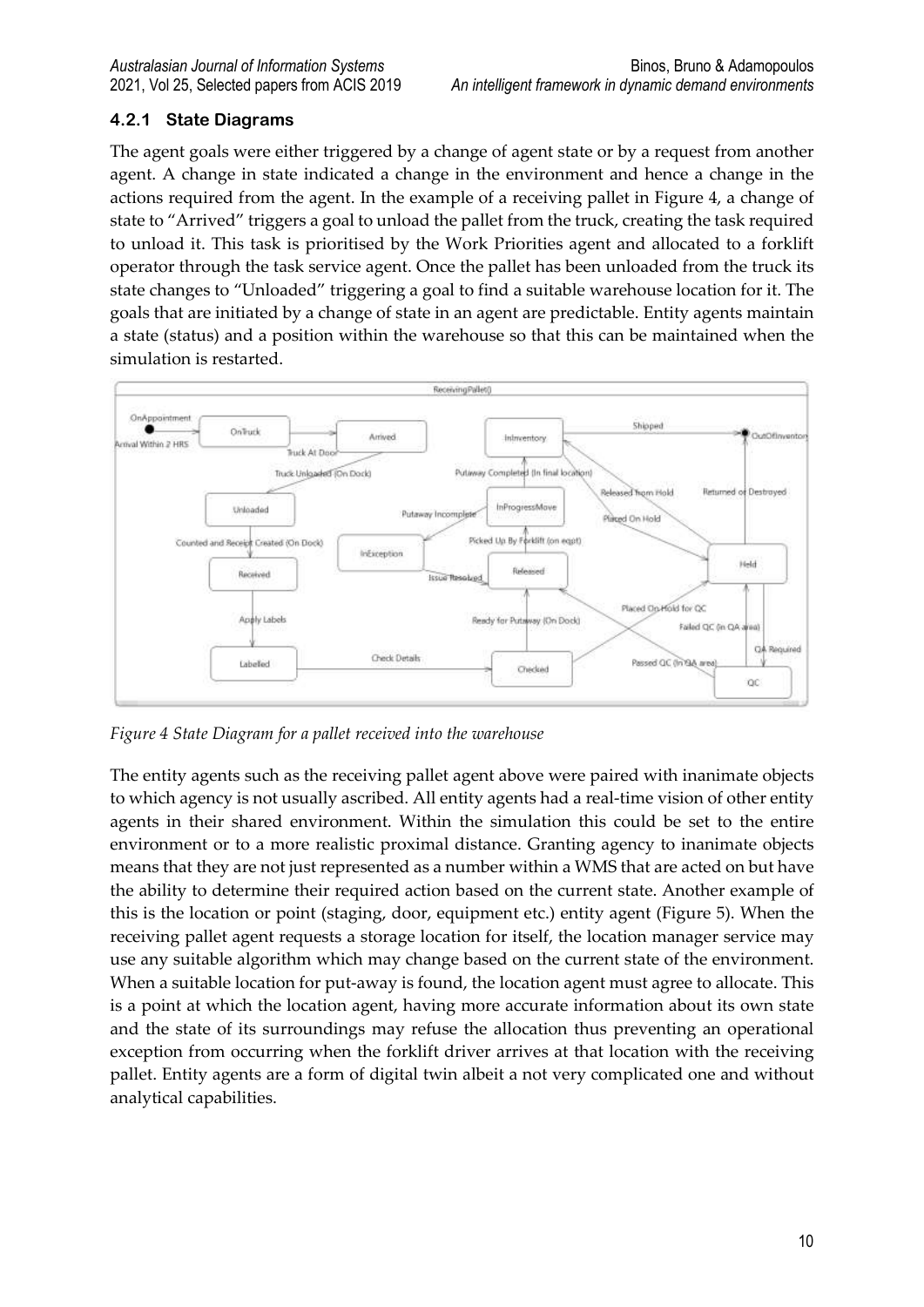### 4.2.1 State Diagrams

The agent goals were either triggered by a change of agent state or by a request from another agent. A change in state indicated a change in the environment and hence a change in the actions required from the agent. In the example of a receiving pallet in Figure 4, a change of state to "Arrived" triggers a goal to unload the pallet from the truck, creating the task required to unload it. This task is prioritised by the Work Priorities agent and allocated to a forklift operator through the task service agent. Once the pallet has been unloaded from the truck its state changes to "Unloaded" triggering a goal to find a suitable warehouse location for it. The goals that are initiated by a change of state in an agent are predictable. Entity agents maintain a state (status) and a position within the warehouse so that this can be maintained when the simulation is restarted.

*Figure 4 State Diagram for a pallet received into the warehouse*

The entity agents such as the receiving pallet agent above were paired with inanimate objects to which agency is not usually ascribed. All entity agents had a real-time vision of other entity agents in their shared environment. Within the simulation this could be set to the entire environment or to a more realistic proximal distance. Granting agency to inanimate objects means that they are not just represented as a number within a WMS that are acted on but have the ability to determine their required action based on the current state. Another example of this is the location or point (staging, door, equipment etc.) entity agent (Figure 5). When the receiving pallet agent requests a storage location for itself, the location manager service may use any suitable algorithm which may change based on the current state of the environment. When a suitable location for put-away is found, the location agent must agree to allocate. This is a point at which the location agent, having more accurate information about its own state and the state of its surroundings may refuse the allocation thus preventing an operational exception from occurring when the forklift driver arrives at that location with the receiving pallet. Entity agents are a form of digital twin albeit a not very complicated one and without analytical capabilities.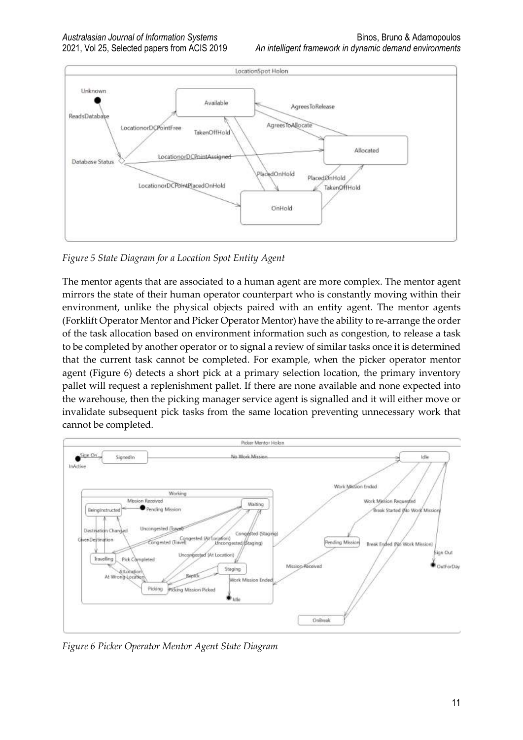*Figure 5 State Diagram for a Location Spot Entity Agent*

The mentor agents that are associated to a human agent are more complex. The mentor agent mirrors the state of their human operator counterpart who is constantly moving within their environment, unlike the physical objects paired with an entity agent. The mentor agents (Forklift Operator Mentor and Picker Operator Mentor) have the ability to re-arrange the order of the task allocation based on environment information such as congestion, to release a task to be completed by another operator or to signal a review of similar tasks once it is determined that the current task cannot be completed. For example, when the picker operator mentor agent (Figure 6) detects a short pick at a primary selection location, the primary inventory pallet will request a replenishment pallet. If there are none available and none expected into the warehouse, then the picking manager service agent is signalled and it will either move or invalidate subsequent pick tasks from the same location preventing unnecessary work that cannot be completed.

*Figure 6 Picker Operator Mentor Agent State Diagram*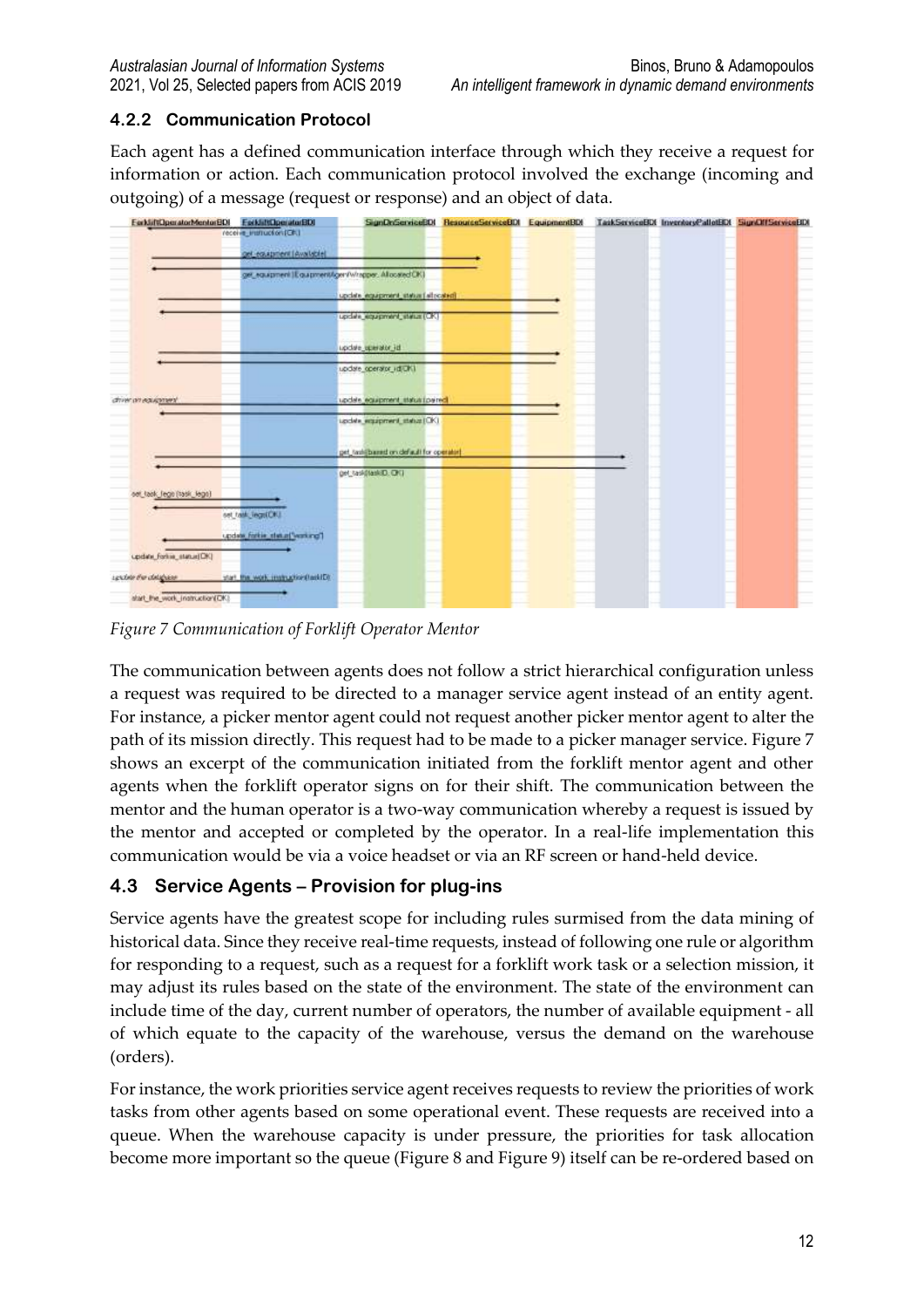### 4.2.2 Communication Protocol

Each agent has a defined communication interface through which they receive a request for information or action. Each communication protocol involved the exchange (incoming and outgoing) of a message (request or response) and an object of data.

*Figure 7 Communication of Forklift Operator Mentor*

The communication between agents does not follow a strict hierarchical configuration unless a request was required to be directed to a manager service agent instead of an entity agent. For instance, a picker mentor agent could not request another picker mentor agent to alter the path of its mission directly. This request had to be made to a picker manager service. Figure 7 shows an excerpt of the communication initiated from the forklift mentor agent and other agents when the forklift operator signs on for their shift. The communication between the mentor and the human operator is a two-way communication whereby a request is issued by the mentor and accepted or completed by the operator. In a real-life implementation this communication would be via a voice headset or via an RF screen or hand-held device.

## 4.3 Service Agents – Provision for plug-ins

Service agents have the greatest scope for including rules surmised from the data mining of historical data. Since they receive real-time requests, instead of following one rule or algorithm for responding to a request, such as a request for a forklift work task or a selection mission, it may adjust its rules based on the state of the environment. The state of the environment can include time of the day, current number of operators, the number of available equipment - all of which equate to the capacity of the warehouse, versus the demand on the warehouse (orders).

For instance, the work priorities service agent receives requests to review the priorities of work tasks from other agents based on some operational event. These requests are received into a queue. When the warehouse capacity is under pressure, the priorities for task allocation become more important so the queue (Figure 8 and Figure 9) itself can be re-ordered based on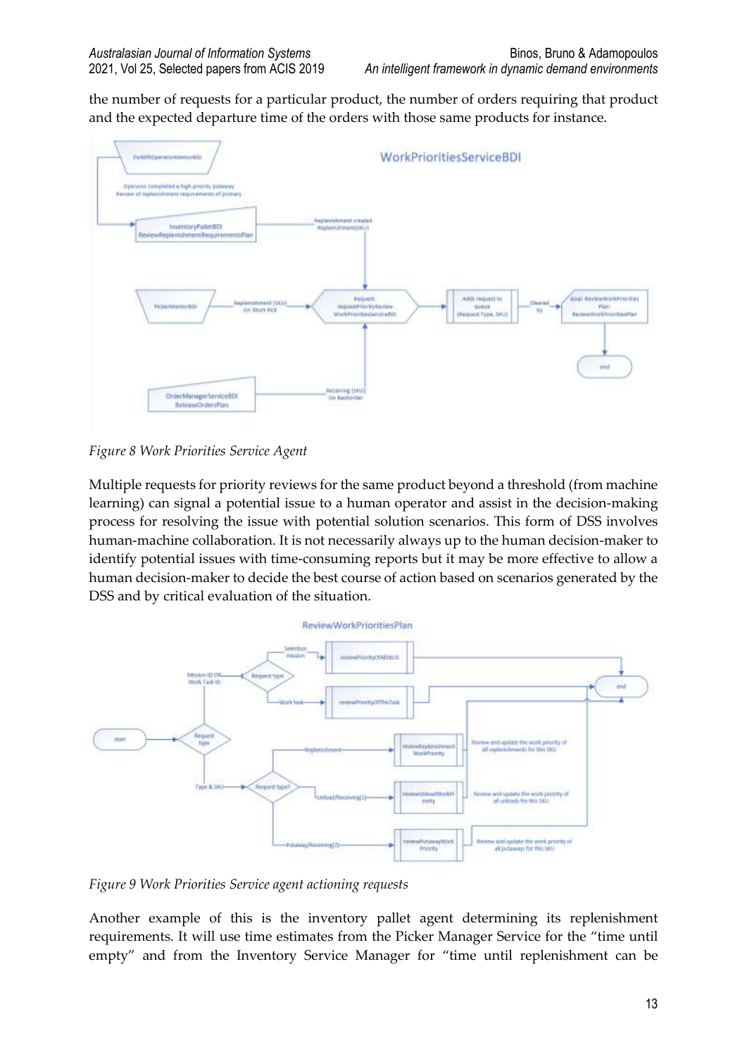the number of requests for a particular product, the number of orders requiring that product and the expected departure time of the orders with those same products for instance.

*Figure 8 Work Priorities Service Agent*

Multiple requests for priority reviews for the same product beyond a threshold (from machine learning) can signal a potential issue to a human operator and assist in the decision-making process for resolving the issue with potential solution scenarios. This form of DSS involves human-machine collaboration. It is not necessarily always up to the human decision-maker to identify potential issues with time-consuming reports but it may be more effective to allow a human decision-maker to decide the best course of action based on scenarios generated by the DSS and by critical evaluation of the situation.

*Figure 9 Work Priorities Service agent actioning requests*

Another example of this is the inventory pallet agent determining its replenishment requirements. It will use time estimates from the Picker Manager Service for the "time until empty" and from the Inventory Service Manager for "time until replenishment can be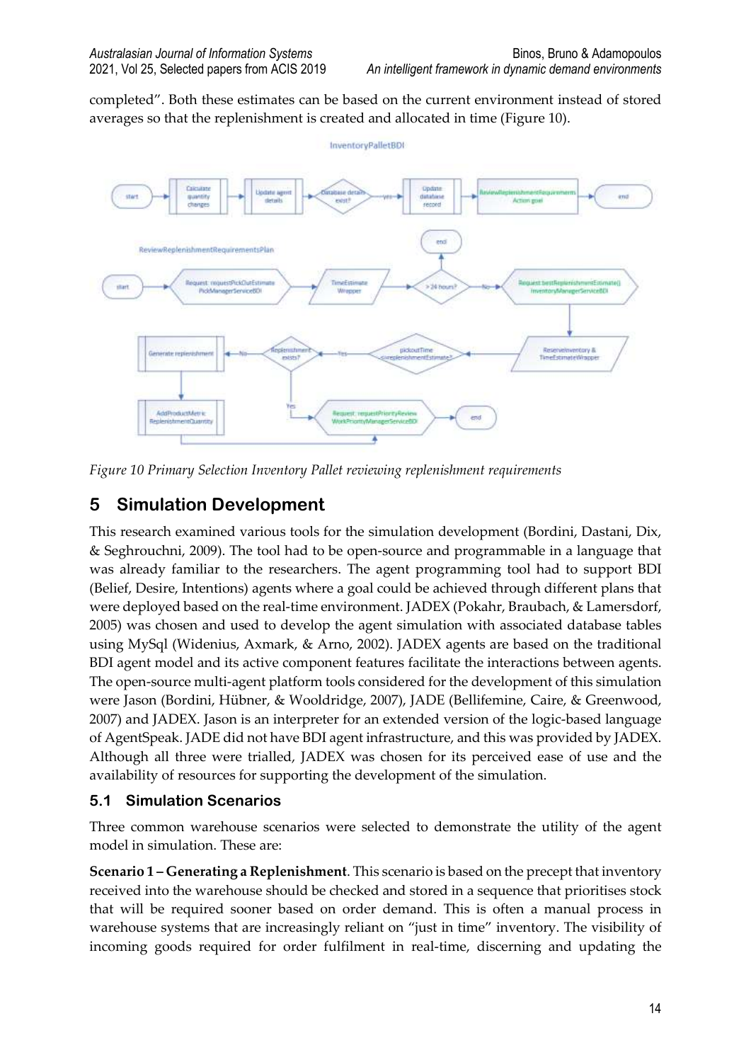completed". Both these estimates can be based on the current environment instead of stored averages so that the replenishment is created and allocated in time (Figure 10).

*Figure 10 Primary Selection Inventory Pallet reviewing replenishment requirements*

# 5 Simulation Development

This research examined various tools for the simulation development (Bordini, Dastani, Dix, & Seghrouchni, 2009). The tool had to be open-source and programmable in a language that was already familiar to the researchers. The agent programming tool had to support BDI (Belief, Desire, Intentions) agents where a goal could be achieved through different plans that were deployed based on the real-time environment. JADEX (Pokahr, Braubach, & Lamersdorf, 2005) was chosen and used to develop the agent simulation with associated database tables using MySql (Widenius, Axmark, & Arno, 2002). JADEX agents are based on the traditional BDI agent model and its active component features facilitate the interactions between agents. The open-source multi-agent platform tools considered for the development of this simulation were Jason (Bordini, Hübner, & Wooldridge, 2007), JADE (Bellifemine, Caire, & Greenwood, 2007) and JADEX. Jason is an interpreter for an extended version of the logic-based language of AgentSpeak. JADE did not have BDI agent infrastructure, and this was provided by JADEX. Although all three were trialled, JADEX was chosen for its perceived ease of use and the availability of resources for supporting the development of the simulation.

## 5.1 Simulation Scenarios

Three common warehouse scenarios were selected to demonstrate the utility of the agent model in simulation. These are:

**Scenario 1 – Generating a Replenishment**. This scenario is based on the precept that inventory received into the warehouse should be checked and stored in a sequence that prioritises stock that will be required sooner based on order demand. This is often a manual process in warehouse systems that are increasingly reliant on "just in time" inventory. The visibility of incoming goods required for order fulfilment in real-time, discerning and updating the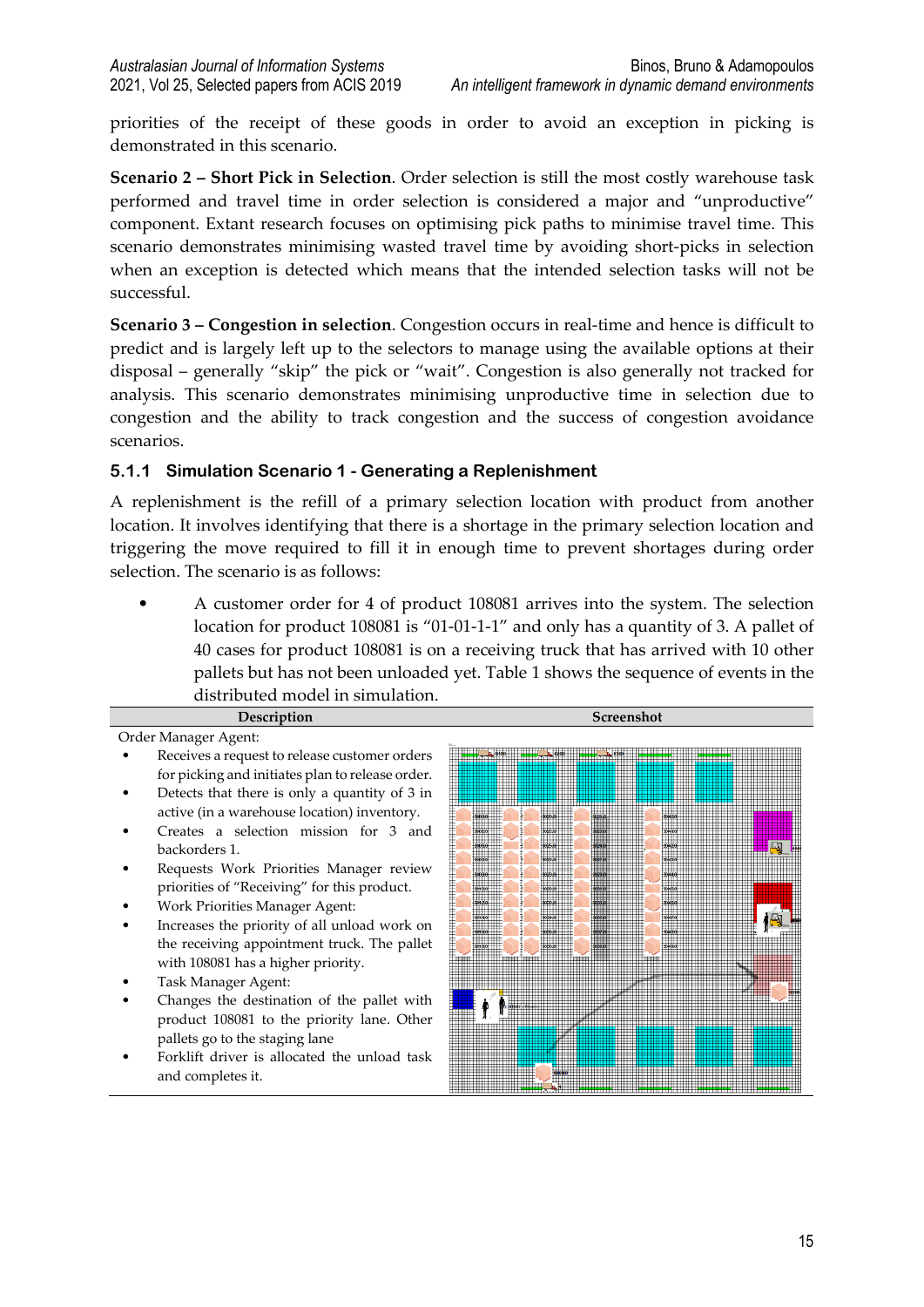priorities of the receipt of these goods in order to avoid an exception in picking is demonstrated in this scenario.

**Scenario 2 – Short Pick in Selection**. Order selection is still the most costly warehouse task performed and travel time in order selection is considered a major and "unproductive" component. Extant research focuses on optimising pick paths to minimise travel time. This scenario demonstrates minimising wasted travel time by avoiding short-picks in selection when an exception is detected which means that the intended selection tasks will not be successful.

**Scenario 3 – Congestion in selection**. Congestion occurs in real-time and hence is difficult to predict and is largely left up to the selectors to manage using the available options at their disposal – generally "skip" the pick or "wait". Congestion is also generally not tracked for analysis. This scenario demonstrates minimising unproductive time in selection due to congestion and the ability to track congestion and the success of congestion avoidance scenarios.

### 5.1.1 Simulation Scenario 1 - Generating a Replenishment

A replenishment is the refill of a primary selection location with product from another location. It involves identifying that there is a shortage in the primary selection location and triggering the move required to fill it in enough time to prevent shortages during order selection. The scenario is as follows:

- A customer order for 4 of product 108081 arrives into the system. The selection location for product 108081 is "01-01-1-1" and only has a quantity of 3. A pallet of 40 cases for product 108081 is on a receiving truck that has arrived with 10 other pallets but has not been unloaded yet. Table 1 shows the sequence of events in the distributed model in simulation.

| Description | Screenshot |
|---|---|
| Order Manager Agent:<br>• Receives a request to release customer orders for picking and initiates plan to release order.<br>• Detects that there is only a quantity of 3 in active (in a warehouse location) inventory.<br>• Creates a selection mission for 3 and backorders 1.<br>• Requests Work Priorities Manager review priorities of "Receiving" for this product.<br>• Work Priorities Manager Agent:<br>• Increases the priority of all unload work on the receiving appointment truck. The pallet with 108081 has a higher priority.<br>• Task Manager Agent:<br>• Changes the destination of the pallet with product 108081 to the priority lane. Other pallets go to the staging lane<br>• Forklift driver is allocated the unload task and completes it. | |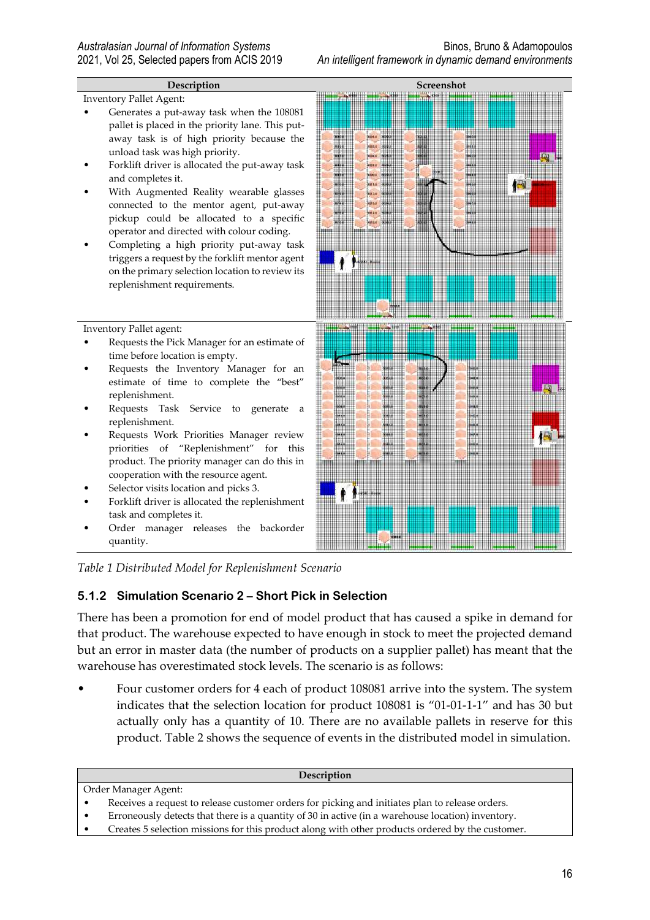| Description | Screenshot |
|---|---|
| Inventory Pallet Agent:<br>• Generates a put-away task when the 108081 pallet is placed in the priority lane. This put-away task is of high priority because the unload task was high priority.<br>• Forklift driver is allocated the put-away task and completes it.<br>• With Augmented Reality wearable glasses connected to the mentor agent, put-away pickup could be allocated to a specific operator and directed with colour coding.<br>• Completing a high priority put-away task triggers a request by the forklift mentor agent on the primary selection location to review its replenishment requirements. | |
| Inventory Pallet agent:<br>• Requests the Pick Manager for an estimate of time before location is empty.<br>• Requests the Inventory Manager for an estimate of time to complete the "best" replenishment.<br>• Requests Task Service to generate a replenishment.<br>• Requests Work Priorities Manager review priorities of "Replenishment" for this product. The priority manager can do this in cooperation with the resource agent.<br>• Selector visits location and picks 3.<br>• Forklift driver is allocated the replenishment task and completes it.<br>• Order manager releases the backorder quantity. | |

*Table 1 Distributed Model for Replenishment Scenario*

### 5.1.2 Simulation Scenario 2 – Short Pick in Selection

There has been a promotion for end of model product that has caused a spike in demand for that product. The warehouse expected to have enough in stock to meet the projected demand but an error in master data (the number of products on a supplier pallet) has meant that the warehouse has overestimated stock levels. The scenario is as follows:

- Four customer orders for 4 each of product 108081 arrive into the system. The system indicates that the selection location for product 108081 is "01-01-1-1" and has 30 but actually only has a quantity of 10. There are no available pallets in reserve for this product. Table 2 shows the sequence of events in the distributed model in simulation.

| Description |
|---|
| Order Manager Agent:<br>• Receives a request to release customer orders for picking and initiates plan to release orders.<br>• Erroneously detects that there is a quantity of 30 in active (in a warehouse location) inventory.<br>• Creates 5 selection missions for this product along with other products ordered by the customer. |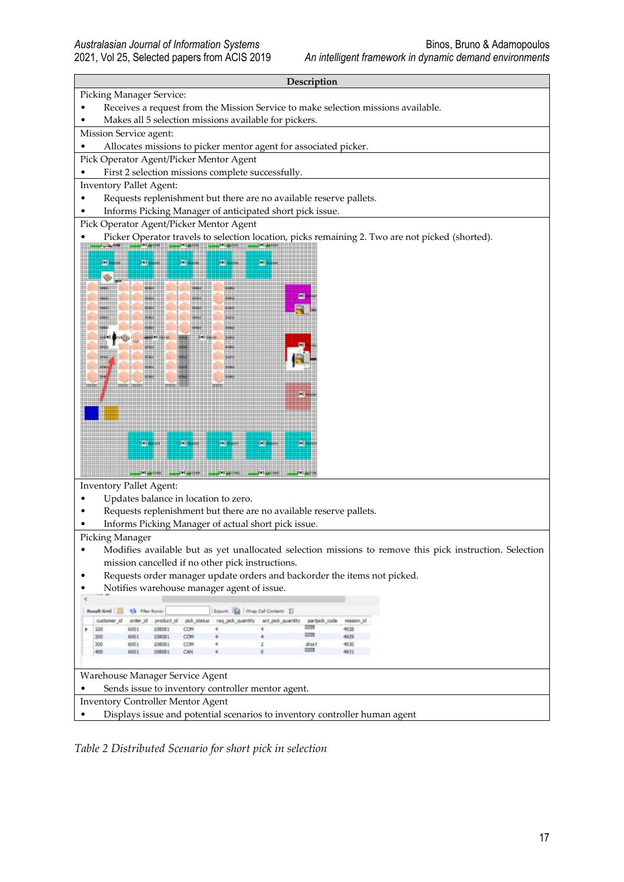| Description |
|---|
| Picking Manager Service:<br>• Receives a request from the Mission Service to make selection missions available.<br>• Makes all 5 selection missions available for pickers. |
| Mission Service agent:<br>• Allocates missions to picker mentor agent for associated picker. |
| Pick Operator Agent/Picker Mentor Agent<br>• First 2 selection missions complete successfully. |
| Inventory Pallet Agent:<br>• Requests replenishment but there are no available reserve pallets.<br>• Informs Picking Manager of anticipated short pick issue. |
| Pick Operator Agent/Picker Mentor Agent<br>• Picker Operator travels to selection location, picks remaining 2. Two are not picked (shorted). |
| Inventory Pallet Agent:<br>• Updates balance in location to zero.<br>• Requests replenishment but there are no available reserve pallets.<br>• Informs Picking Manager of actual short pick issue. |
| Picking Manager<br>• Modifies available but as yet unallocated selection missions to remove this pick instruction. Selection mission cancelled if no other pick instructions.<br>• Requests order manager update orders and backorder the items not picked.<br>• Notifies warehouse manager agent of issue. |
| Warehouse Manager Service Agent<br>• Sends issue to inventory controller mentor agent. |
| Inventory Controller Mentor Agent<br>• Displays issue and potential scenarios to inventory controller human agent |

| customer_id | order_id | product_id | pick_status | req_pick_quantity | act_pick_quantity | partpick_code | mission_id |
|---|---|---|---|---|---|---|---|
| 100 | 6001 | 108081 | COM | 4 | 4 | | 4928 |
| 200 | 6001 | 108081 | COM | 4 | 4 | | 4929 |
| 300 | 6001 | 108081 | COM | 4 | 2 | short | 4930 |
| 400 | 6001 | 108081 | CAN | 4 | 0 | | 4931 |

*Table 2 Distributed Scenario for short pick in selection*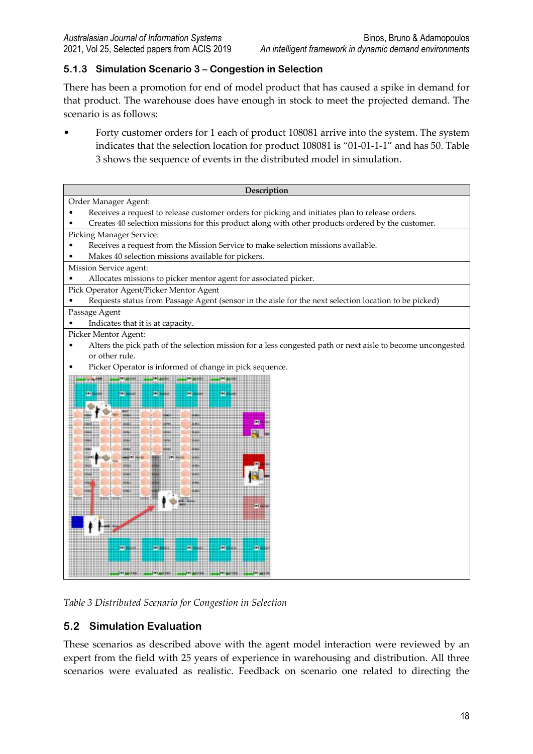### 5.1.3 Simulation Scenario 3 – Congestion in Selection

There has been a promotion for end of model product that has caused a spike in demand for that product. The warehouse does have enough in stock to meet the projected demand. The scenario is as follows:

- Forty customer orders for 1 each of product 108081 arrive into the system. The system indicates that the selection location for product 108081 is "01-01-1-1" and has 50. Table 3 shows the sequence of events in the distributed model in simulation.

| Description |
|---|
| Order Manager Agent:<br>• Receives a request to release customer orders for picking and initiates plan to release orders.<br>• Creates 40 selection missions for this product along with other products ordered by the customer. |
| Picking Manager Service:<br>• Receives a request from the Mission Service to make selection missions available.<br>• Makes 40 selection missions available for pickers. |
| Mission Service agent:<br>• Allocates missions to picker mentor agent for associated picker. |
| Pick Operator Agent/Picker Mentor Agent<br>• Requests status from Passage Agent (sensor in the aisle for the next selection location to be picked) |
| Passage Agent<br>• Indicates that it is at capacity. |
| Picker Mentor Agent:<br>• Alters the pick path of the selection mission for a less congested path or next aisle to become uncongested or other rule.<br>• Picker Operator is informed of change in pick sequence. |

*Table 3 Distributed Scenario for Congestion in Selection*

## 5.2 Simulation Evaluation

These scenarios as described above with the agent model interaction were reviewed by an expert from the field with 25 years of experience in warehousing and distribution. All three scenarios were evaluated as realistic. Feedback on scenario one related to directing the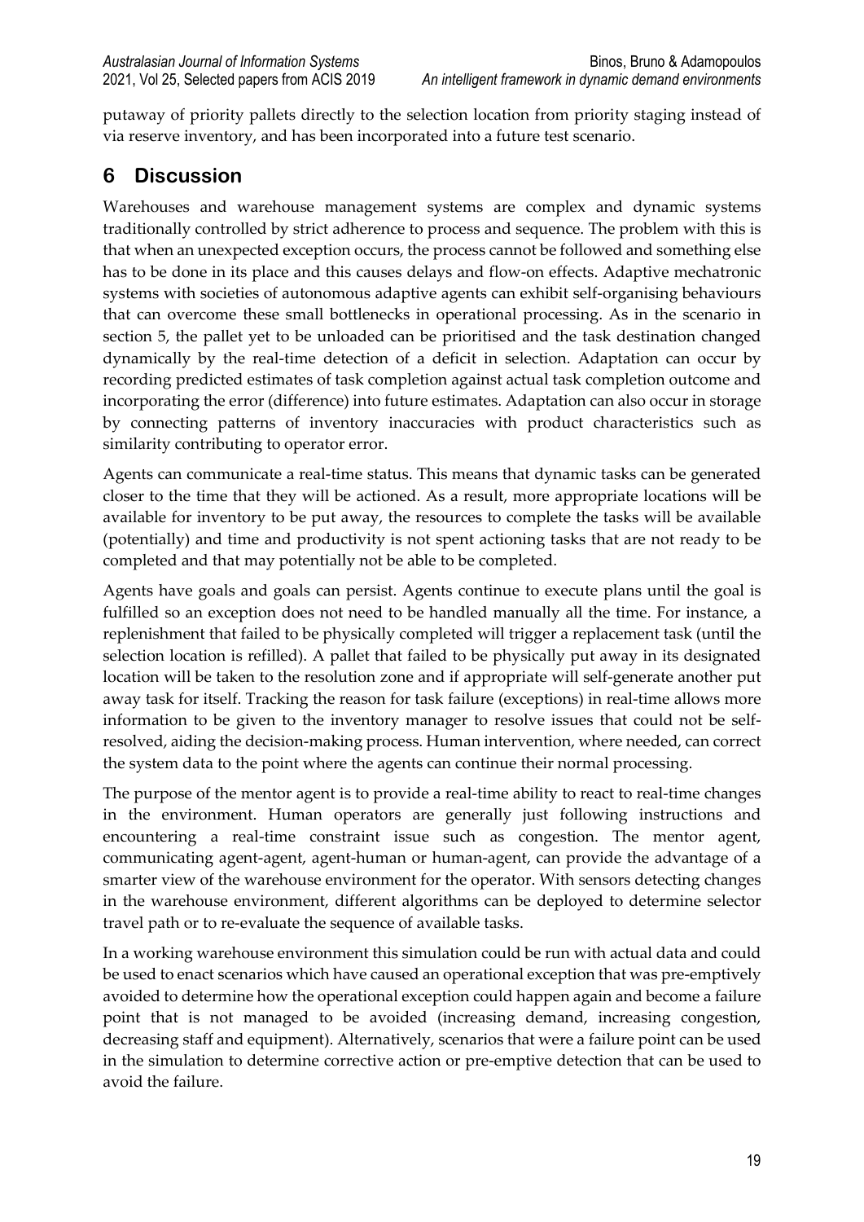putaway of priority pallets directly to the selection location from priority staging instead of via reserve inventory, and has been incorporated into a future test scenario.

## 6 Discussion

Warehouses and warehouse management systems are complex and dynamic systems traditionally controlled by strict adherence to process and sequence. The problem with this is that when an unexpected exception occurs, the process cannot be followed and something else has to be done in its place and this causes delays and flow-on effects. Adaptive mechatronic systems with societies of autonomous adaptive agents can exhibit self-organising behaviours that can overcome these small bottlenecks in operational processing. As in the scenario in section 5, the pallet yet to be unloaded can be prioritised and the task destination changed dynamically by the real-time detection of a deficit in selection. Adaptation can occur by recording predicted estimates of task completion against actual task completion outcome and incorporating the error (difference) into future estimates. Adaptation can also occur in storage by connecting patterns of inventory inaccuracies with product characteristics such as similarity contributing to operator error.

Agents can communicate a real-time status. This means that dynamic tasks can be generated closer to the time that they will be actioned. As a result, more appropriate locations will be available for inventory to be put away, the resources to complete the tasks will be available (potentially) and time and productivity is not spent actioning tasks that are not ready to be completed and that may potentially not be able to be completed.

Agents have goals and goals can persist. Agents continue to execute plans until the goal is fulfilled so an exception does not need to be handled manually all the time. For instance, a replenishment that failed to be physically completed will trigger a replacement task (until the selection location is refilled). A pallet that failed to be physically put away in its designated location will be taken to the resolution zone and if appropriate will self-generate another put away task for itself. Tracking the reason for task failure (exceptions) in real-time allows more information to be given to the inventory manager to resolve issues that could not be self-resolved, aiding the decision-making process. Human intervention, where needed, can correct the system data to the point where the agents can continue their normal processing.

The purpose of the mentor agent is to provide a real-time ability to react to real-time changes in the environment. Human operators are generally just following instructions and encountering a real-time constraint issue such as congestion. The mentor agent, communicating agent-agent, agent-human or human-agent, can provide the advantage of a smarter view of the warehouse environment for the operator. With sensors detecting changes in the warehouse environment, different algorithms can be deployed to determine selector travel path or to re-evaluate the sequence of available tasks.

In a working warehouse environment this simulation could be run with actual data and could be used to enact scenarios which have caused an operational exception that was pre-emptively avoided to determine how the operational exception could happen again and become a failure point that is not managed to be avoided (increasing demand, increasing congestion, decreasing staff and equipment). Alternatively, scenarios that were a failure point can be used in the simulation to determine corrective action or pre-emptive detection that can be used to avoid the failure.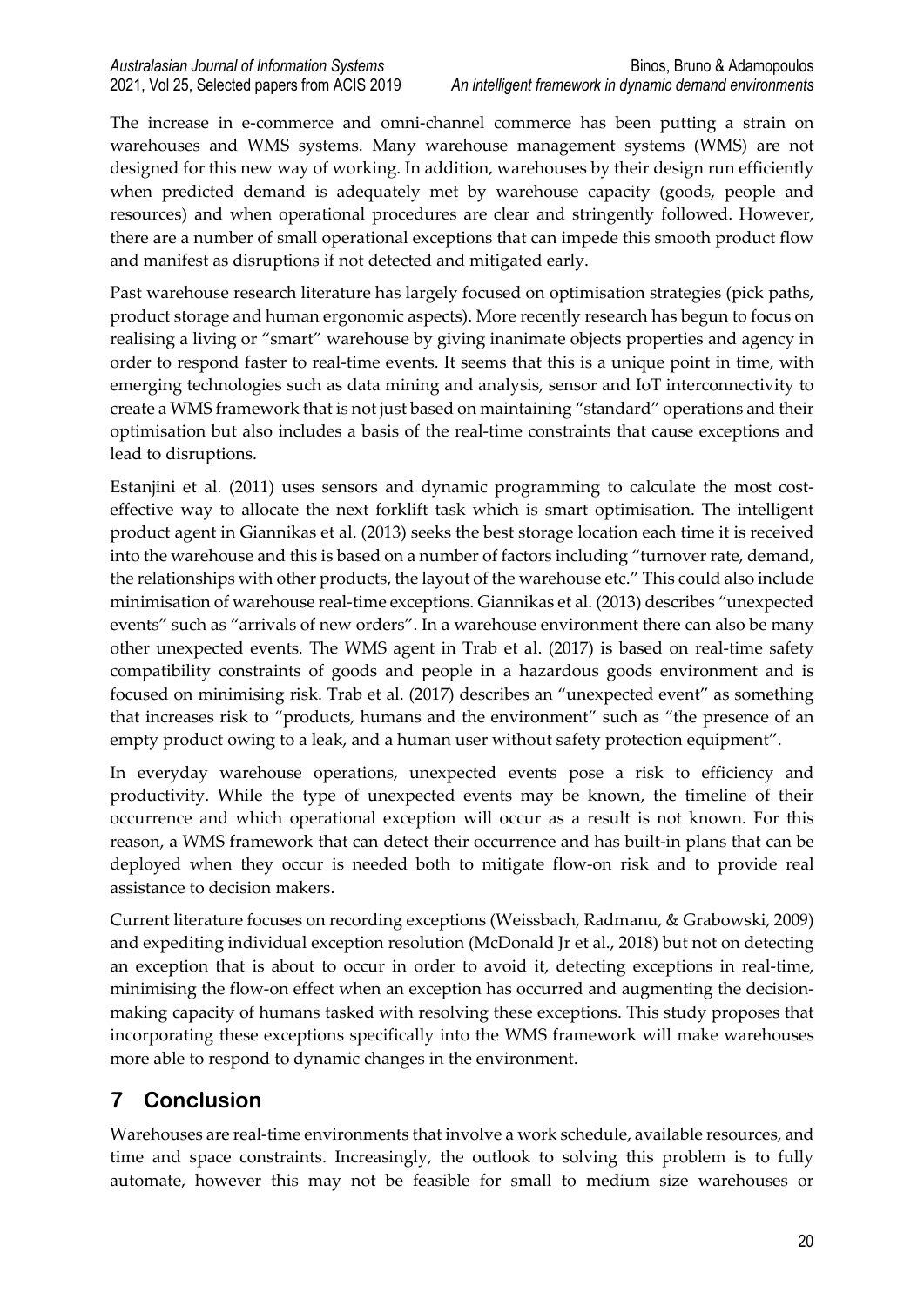The increase in e-commerce and omni-channel commerce has been putting a strain on warehouses and WMS systems. Many warehouse management systems (WMS) are not designed for this new way of working. In addition, warehouses by their design run efficiently when predicted demand is adequately met by warehouse capacity (goods, people and resources) and when operational procedures are clear and stringently followed. However, there are a number of small operational exceptions that can impede this smooth product flow and manifest as disruptions if not detected and mitigated early.

Past warehouse research literature has largely focused on optimisation strategies (pick paths, product storage and human ergonomic aspects). More recently research has begun to focus on realising a living or "smart" warehouse by giving inanimate objects properties and agency in order to respond faster to real-time events. It seems that this is a unique point in time, with emerging technologies such as data mining and analysis, sensor and IoT interconnectivity to create a WMS framework that is not just based on maintaining "standard" operations and their optimisation but also includes a basis of the real-time constraints that cause exceptions and lead to disruptions.

Estanjini et al. (2011) uses sensors and dynamic programming to calculate the most cost-effective way to allocate the next forklift task which is smart optimisation. The intelligent product agent in Giannikas et al. (2013) seeks the best storage location each time it is received into the warehouse and this is based on a number of factors including "turnover rate, demand, the relationships with other products, the layout of the warehouse etc." This could also include minimisation of warehouse real-time exceptions. Giannikas et al. (2013) describes "unexpected events" such as "arrivals of new orders". In a warehouse environment there can also be many other unexpected events. The WMS agent in Trab et al. (2017) is based on real-time safety compatibility constraints of goods and people in a hazardous goods environment and is focused on minimising risk. Trab et al. (2017) describes an "unexpected event" as something that increases risk to "products, humans and the environment" such as "the presence of an empty product owing to a leak, and a human user without safety protection equipment".

In everyday warehouse operations, unexpected events pose a risk to efficiency and productivity. While the type of unexpected events may be known, the timeline of their occurrence and which operational exception will occur as a result is not known. For this reason, a WMS framework that can detect their occurrence and has built-in plans that can be deployed when they occur is needed both to mitigate flow-on risk and to provide real assistance to decision makers.

Current literature focuses on recording exceptions (Weissbach, Radmanu, & Grabowski, 2009) and expediting individual exception resolution (McDonald Jr et al., 2018) but not on detecting an exception that is about to occur in order to avoid it, detecting exceptions in real-time, minimising the flow-on effect when an exception has occurred and augmenting the decision-making capacity of humans tasked with resolving these exceptions. This study proposes that incorporating these exceptions specifically into the WMS framework will make warehouses more able to respond to dynamic changes in the environment.

# 7 Conclusion

Warehouses are real-time environments that involve a work schedule, available resources, and time and space constraints. Increasingly, the outlook to solving this problem is to fully automate, however this may not be feasible for small to medium size warehouses or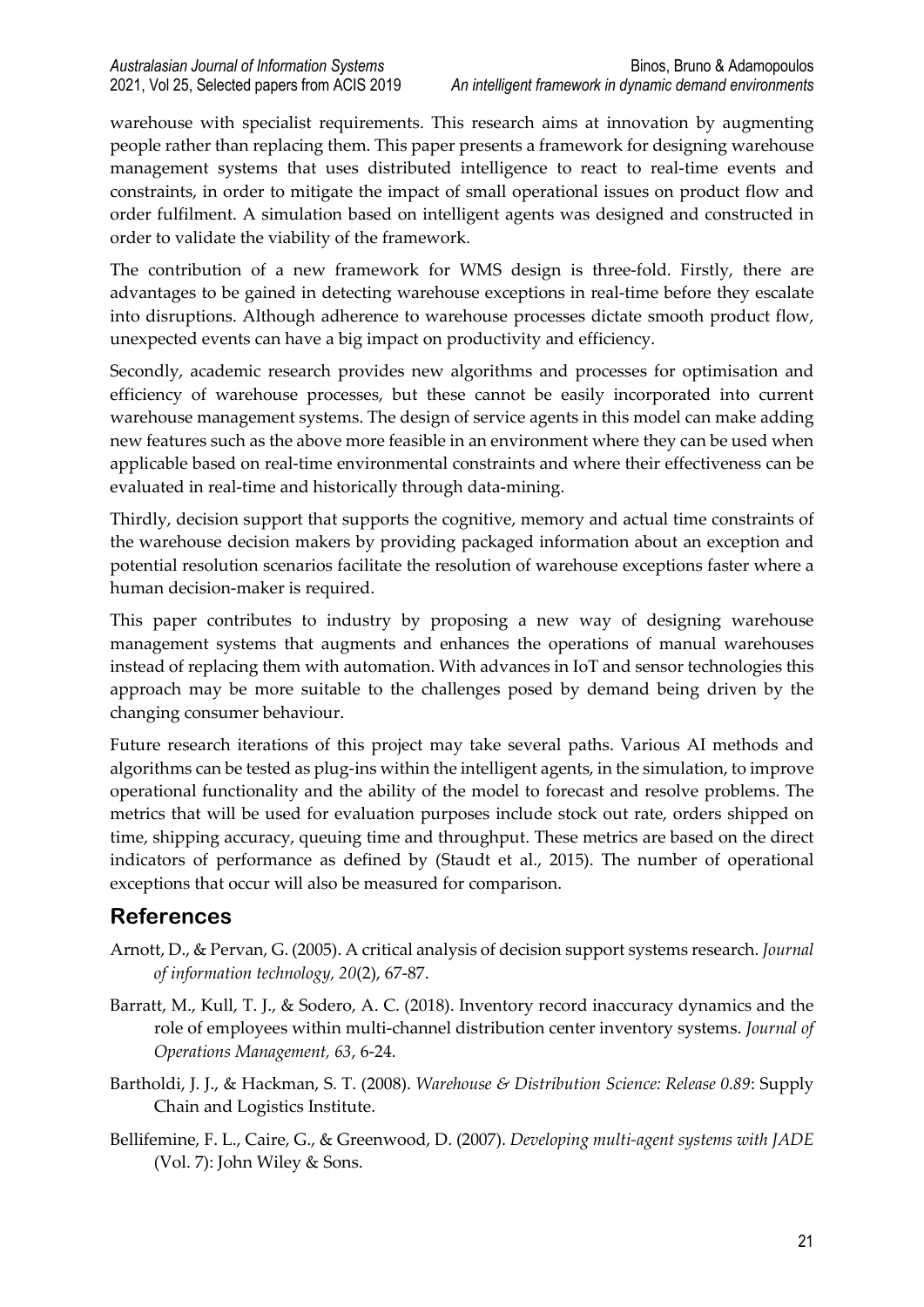warehouse with specialist requirements. This research aims at innovation by augmenting people rather than replacing them. This paper presents a framework for designing warehouse management systems that uses distributed intelligence to react to real-time events and constraints, in order to mitigate the impact of small operational issues on product flow and order fulfilment. A simulation based on intelligent agents was designed and constructed in order to validate the viability of the framework.

The contribution of a new framework for WMS design is three-fold. Firstly, there are advantages to be gained in detecting warehouse exceptions in real-time before they escalate into disruptions. Although adherence to warehouse processes dictate smooth product flow, unexpected events can have a big impact on productivity and efficiency.

Secondly, academic research provides new algorithms and processes for optimisation and efficiency of warehouse processes, but these cannot be easily incorporated into current warehouse management systems. The design of service agents in this model can make adding new features such as the above more feasible in an environment where they can be used when applicable based on real-time environmental constraints and where their effectiveness can be evaluated in real-time and historically through data-mining.

Thirdly, decision support that supports the cognitive, memory and actual time constraints of the warehouse decision makers by providing packaged information about an exception and potential resolution scenarios facilitate the resolution of warehouse exceptions faster where a human decision-maker is required.

This paper contributes to industry by proposing a new way of designing warehouse management systems that augments and enhances the operations of manual warehouses instead of replacing them with automation. With advances in IoT and sensor technologies this approach may be more suitable to the challenges posed by demand being driven by the changing consumer behaviour.

Future research iterations of this project may take several paths. Various AI methods and algorithms can be tested as plug-ins within the intelligent agents, in the simulation, to improve operational functionality and the ability of the model to forecast and resolve problems. The metrics that will be used for evaluation purposes include stock out rate, orders shipped on time, shipping accuracy, queuing time and throughput. These metrics are based on the direct indicators of performance as defined by (Staudt et al., 2015). The number of operational exceptions that occur will also be measured for comparison.

## References

Arnott, D., & Pervan, G. (2005). A critical analysis of decision support systems research. *Journal of information technology, 20*(2), 67-87.

Barratt, M., Kull, T. J., & Sodero, A. C. (2018). Inventory record inaccuracy dynamics and the role of employees within multi-channel distribution center inventory systems. *Journal of Operations Management, 63*, 6-24.

Bartholdi, J. J., & Hackman, S. T. (2008). *Warehouse & Distribution Science: Release 0.89*: Supply Chain and Logistics Institute.

Bellifemine, F. L., Caire, G., & Greenwood, D. (2007). *Developing multi-agent systems with JADE* (Vol. 7): John Wiley & Sons.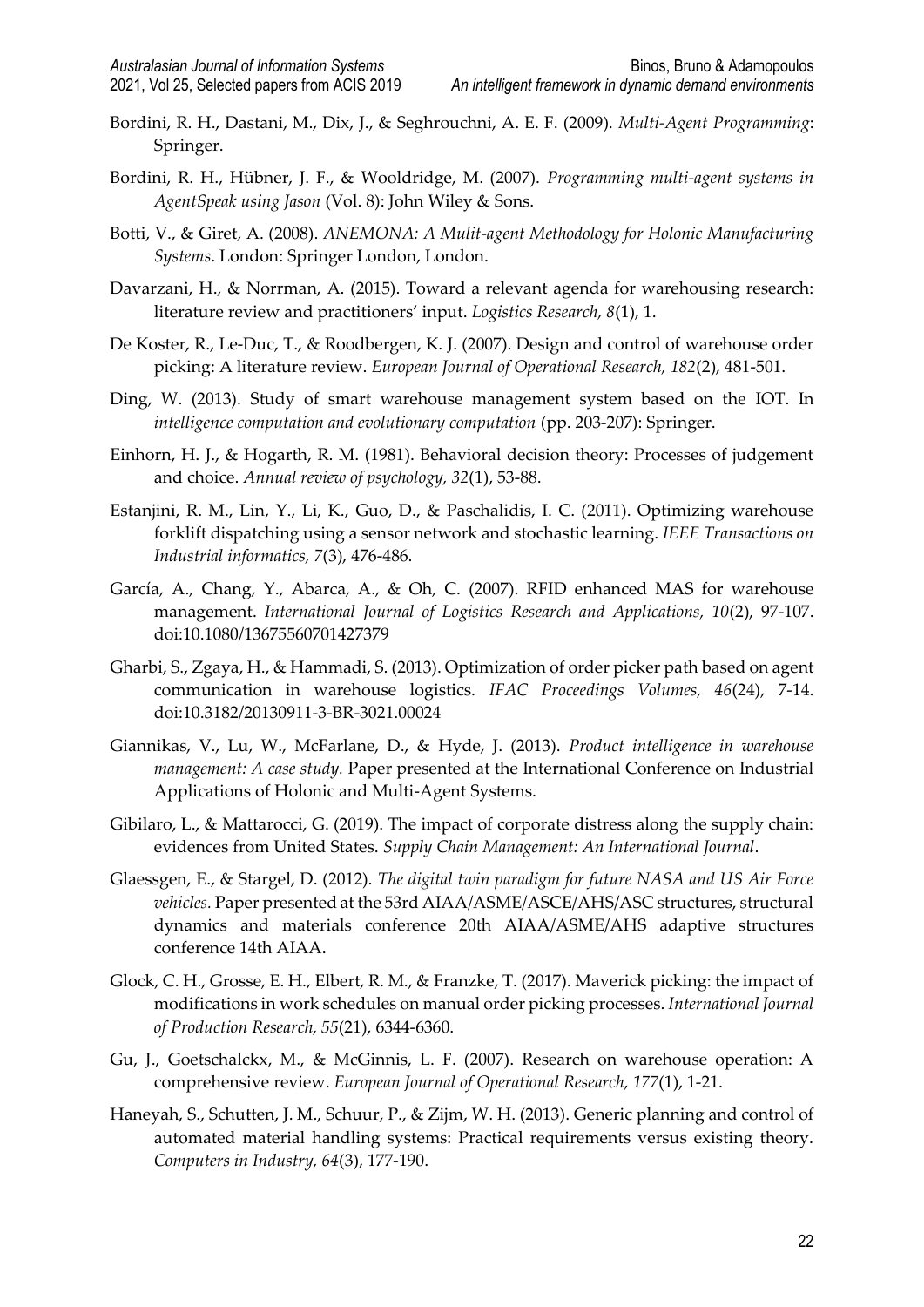Bordini, R. H., Dastani, M., Dix, J., & Seghrouchni, A. E. F. (2009). *Multi-Agent Programming*: Springer.

Bordini, R. H., Hübner, J. F., & Wooldridge, M. (2007). *Programming multi-agent systems in AgentSpeak using Jason* (Vol. 8): John Wiley & Sons.

Botti, V., & Giret, A. (2008). *ANEMONA: A Mulit-agent Methodology for Holonic Manufacturing Systems*. London: Springer London, London.

Davarzani, H., & Norrman, A. (2015). Toward a relevant agenda for warehousing research: literature review and practitioners' input. *Logistics Research, 8*(1), 1.

De Koster, R., Le-Duc, T., & Roodbergen, K. J. (2007). Design and control of warehouse order picking: A literature review. *European Journal of Operational Research, 182*(2), 481-501.

Ding, W. (2013). Study of smart warehouse management system based on the IOT. In *intelligence computation and evolutionary computation* (pp. 203-207): Springer.

Einhorn, H. J., & Hogarth, R. M. (1981). Behavioral decision theory: Processes of judgement and choice. *Annual review of psychology, 32*(1), 53-88.

Estanjini, R. M., Lin, Y., Li, K., Guo, D., & Paschalidis, I. C. (2011). Optimizing warehouse forklift dispatching using a sensor network and stochastic learning. *IEEE Transactions on Industrial informatics, 7*(3), 476-486.

García, A., Chang, Y., Abarca, A., & Oh, C. (2007). RFID enhanced MAS for warehouse management. *International Journal of Logistics Research and Applications, 10*(2), 97-107. doi:10.1080/13675560701427379

Gharbi, S., Zgaya, H., & Hammadi, S. (2013). Optimization of order picker path based on agent communication in warehouse logistics. *IFAC Proceedings Volumes, 46*(24), 7-14. doi:10.3182/20130911-3-BR-3021.00024

Giannikas, V., Lu, W., McFarlane, D., & Hyde, J. (2013). *Product intelligence in warehouse management: A case study.* Paper presented at the International Conference on Industrial Applications of Holonic and Multi-Agent Systems.

Gibilaro, L., & Mattarocci, G. (2019). The impact of corporate distress along the supply chain: evidences from United States. *Supply Chain Management: An International Journal*.

Glaessgen, E., & Stargel, D. (2012). *The digital twin paradigm for future NASA and US Air Force vehicles.* Paper presented at the 53rd AIAA/ASME/ASCE/AHS/ASC structures, structural dynamics and materials conference 20th AIAA/ASME/AHS adaptive structures conference 14th AIAA.

Glock, C. H., Grosse, E. H., Elbert, R. M., & Franzke, T. (2017). Maverick picking: the impact of modifications in work schedules on manual order picking processes. *International Journal of Production Research, 55*(21), 6344-6360.

Gu, J., Goetschalckx, M., & McGinnis, L. F. (2007). Research on warehouse operation: A comprehensive review. *European Journal of Operational Research, 177*(1), 1-21.

Haneyah, S., Schutten, J. M., Schuur, P., & Zijm, W. H. (2013). Generic planning and control of automated material handling systems: Practical requirements versus existing theory. *Computers in Industry, 64*(3), 177-190.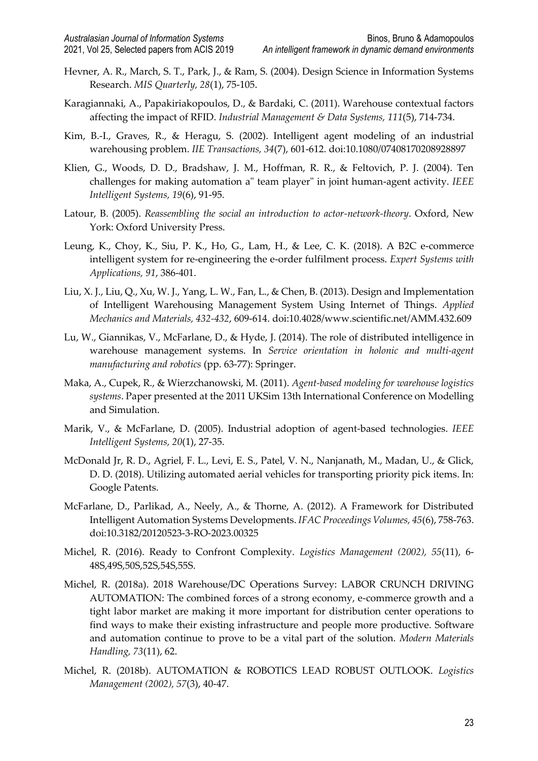Hevner, A. R., March, S. T., Park, J., & Ram, S. (2004). Design Science in Information Systems Research. *MIS Quarterly, 28*(1), 75-105.

Karagiannaki, A., Papakiriakopoulos, D., & Bardaki, C. (2011). Warehouse contextual factors affecting the impact of RFID. *Industrial Management & Data Systems, 111*(5), 714-734.

Kim, B.-I., Graves, R., & Heragu, S. (2002). Intelligent agent modeling of an industrial warehousing problem. *IIE Transactions, 34*(7), 601-612. doi:10.1080/07408170208928897

Klien, G., Woods, D. D., Bradshaw, J. M., Hoffman, R. R., & Feltovich, P. J. (2004). Ten challenges for making automation a" team player" in joint human-agent activity. *IEEE Intelligent Systems, 19*(6), 91-95.

Latour, B. (2005). *Reassembling the social an introduction to actor-network-theory*. Oxford, New York: Oxford University Press.

Leung, K., Choy, K., Siu, P. K., Ho, G., Lam, H., & Lee, C. K. (2018). A B2C e-commerce intelligent system for re-engineering the e-order fulfilment process. *Expert Systems with Applications, 91*, 386-401.

Liu, X. J., Liu, Q., Xu, W. J., Yang, L. W., Fan, L., & Chen, B. (2013). Design and Implementation of Intelligent Warehousing Management System Using Internet of Things. *Applied Mechanics and Materials, 432-432*, 609-614. doi:10.4028/www.scientific.net/AMM.432.609

Lu, W., Giannikas, V., McFarlane, D., & Hyde, J. (2014). The role of distributed intelligence in warehouse management systems. In *Service orientation in holonic and multi-agent manufacturing and robotics* (pp. 63-77): Springer.

Maka, A., Cupek, R., & Wierzchanowski, M. (2011). *Agent-based modeling for warehouse logistics systems*. Paper presented at the 2011 UKSim 13th International Conference on Modelling and Simulation.

Marik, V., & McFarlane, D. (2005). Industrial adoption of agent-based technologies. *IEEE Intelligent Systems, 20*(1), 27-35.

McDonald Jr, R. D., Agriel, F. L., Levi, E. S., Patel, V. N., Nanjanath, M., Madan, U., & Glick, D. D. (2018). Utilizing automated aerial vehicles for transporting priority pick items. In: Google Patents.

McFarlane, D., Parlikad, A., Neely, A., & Thorne, A. (2012). A Framework for Distributed Intelligent Automation Systems Developments. *IFAC Proceedings Volumes, 45*(6), 758-763. doi:10.3182/20120523-3-RO-2023.00325

Michel, R. (2016). Ready to Confront Complexity. *Logistics Management (2002), 55*(11), 6-48S,49S,50S,52S,54S,55S.

Michel, R. (2018a). 2018 Warehouse/DC Operations Survey: LABOR CRUNCH DRIVING AUTOMATION: The combined forces of a strong economy, e-commerce growth and a tight labor market are making it more important for distribution center operations to find ways to make their existing infrastructure and people more productive. Software and automation continue to prove to be a vital part of the solution. *Modern Materials Handling, 73*(11), 62.

Michel, R. (2018b). AUTOMATION & ROBOTICS LEAD ROBUST OUTLOOK. *Logistics Management (2002), 57*(3), 40-47.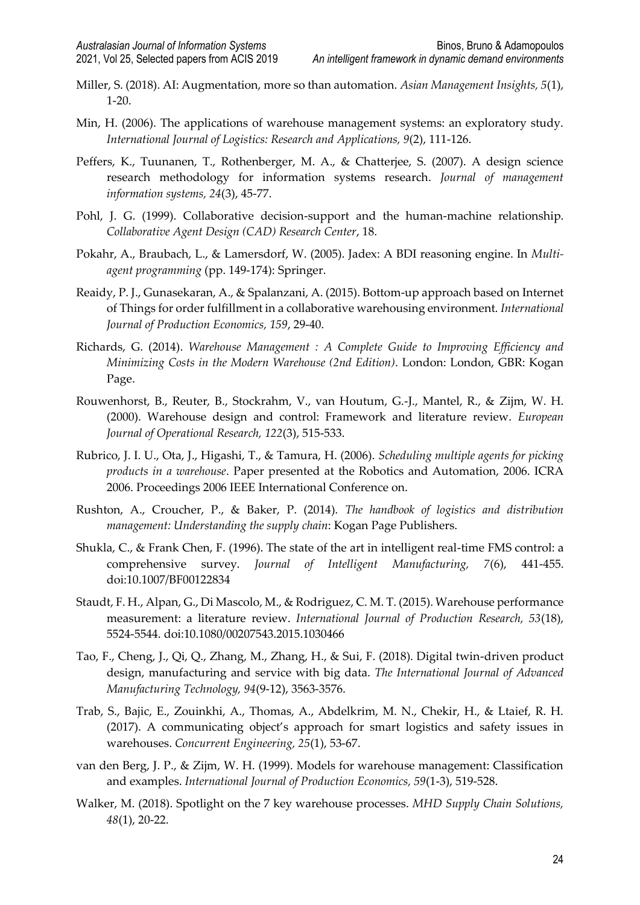Miller, S. (2018). AI: Augmentation, more so than automation. *Asian Management Insights, 5*(1), 1-20.

Min, H. (2006). The applications of warehouse management systems: an exploratory study. *International Journal of Logistics: Research and Applications, 9*(2), 111-126.

Peffers, K., Tuunanen, T., Rothenberger, M. A., & Chatterjee, S. (2007). A design science research methodology for information systems research. *Journal of management information systems, 24*(3), 45-77.

Pohl, J. G. (1999). Collaborative decision-support and the human-machine relationship. *Collaborative Agent Design (CAD) Research Center*, 18.

Pokahr, A., Braubach, L., & Lamersdorf, W. (2005). Jadex: A BDI reasoning engine. In *Multi-agent programming* (pp. 149-174): Springer.

Reaidy, P. J., Gunasekaran, A., & Spalanzani, A. (2015). Bottom-up approach based on Internet of Things for order fulfillment in a collaborative warehousing environment. *International Journal of Production Economics, 159*, 29-40.

Richards, G. (2014). *Warehouse Management : A Complete Guide to Improving Efficiency and Minimizing Costs in the Modern Warehouse (2nd Edition)*. London: London, GBR: Kogan Page.

Rouwenhorst, B., Reuter, B., Stockrahm, V., van Houtum, G.-J., Mantel, R., & Zijm, W. H. (2000). Warehouse design and control: Framework and literature review. *European Journal of Operational Research, 122*(3), 515-533.

Rubrico, J. I. U., Ota, J., Higashi, T., & Tamura, H. (2006). *Scheduling multiple agents for picking products in a warehouse*. Paper presented at the Robotics and Automation, 2006. ICRA 2006. Proceedings 2006 IEEE International Conference on.

Rushton, A., Croucher, P., & Baker, P. (2014). *The handbook of logistics and distribution management: Understanding the supply chain*: Kogan Page Publishers.

Shukla, C., & Frank Chen, F. (1996). The state of the art in intelligent real-time FMS control: a comprehensive survey. *Journal of Intelligent Manufacturing, 7*(6), 441-455. doi:10.1007/BF00122834

Staudt, F. H., Alpan, G., Di Mascolo, M., & Rodriguez, C. M. T. (2015). Warehouse performance measurement: a literature review. *International Journal of Production Research, 53*(18), 5524-5544. doi:10.1080/00207543.2015.1030466

Tao, F., Cheng, J., Qi, Q., Zhang, M., Zhang, H., & Sui, F. (2018). Digital twin-driven product design, manufacturing and service with big data. *The International Journal of Advanced Manufacturing Technology, 94*(9-12), 3563-3576.

Trab, S., Bajic, E., Zouinkhi, A., Thomas, A., Abdelkrim, M. N., Chekir, H., & Ltaief, R. H. (2017). A communicating object's approach for smart logistics and safety issues in warehouses. *Concurrent Engineering, 25*(1), 53-67.

van den Berg, J. P., & Zijm, W. H. (1999). Models for warehouse management: Classification and examples. *International Journal of Production Economics, 59*(1-3), 519-528.

Walker, M. (2018). Spotlight on the 7 key warehouse processes. *MHD Supply Chain Solutions, 48*(1), 20-22.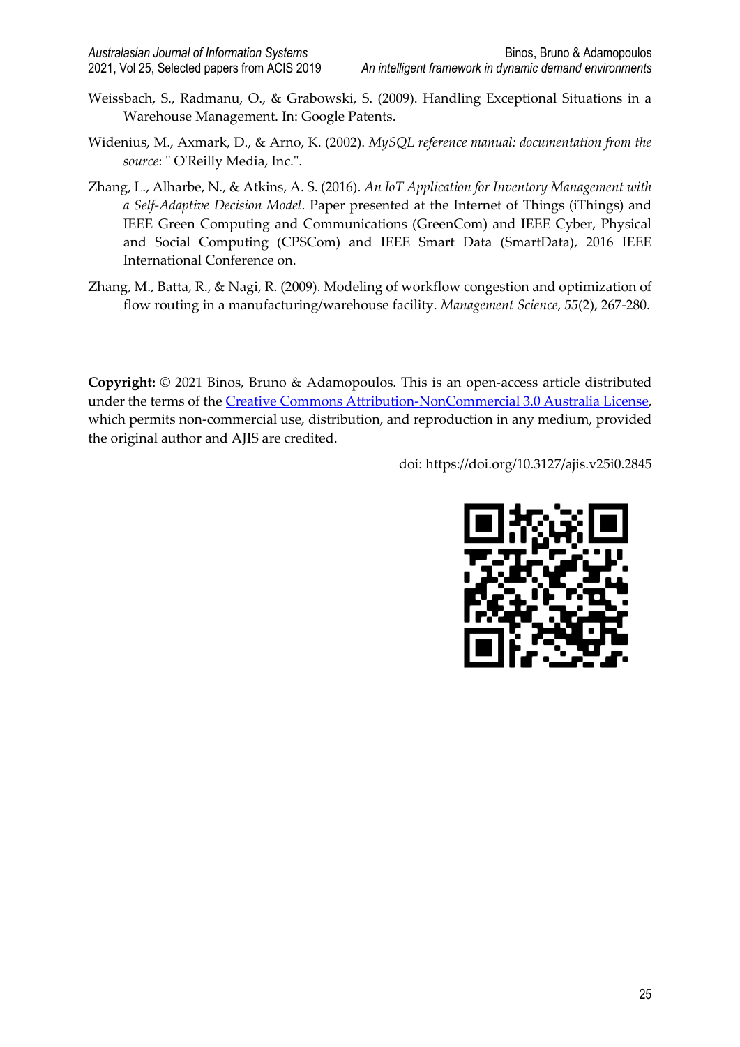Weissbach, S., Radmanu, O., & Grabowski, S. (2009). Handling Exceptional Situations in a Warehouse Management. In: Google Patents.

Widenius, M., Axmark, D., & Arno, K. (2002). *MySQL reference manual: documentation from the source*: " O'Reilly Media, Inc.".

Zhang, L., Alharbe, N., & Atkins, A. S. (2016). *An IoT Application for Inventory Management with a Self-Adaptive Decision Model*. Paper presented at the Internet of Things (iThings) and IEEE Green Computing and Communications (GreenCom) and IEEE Cyber, Physical and Social Computing (CPSCom) and IEEE Smart Data (SmartData), 2016 IEEE International Conference on.

Zhang, M., Batta, R., & Nagi, R. (2009). Modeling of workflow congestion and optimization of flow routing in a manufacturing/warehouse facility. *Management Science, 55*(2), 267-280.

**Copyright:** © 2021 Binos, Bruno & Adamopoulos. This is an open-access article distributed under the terms of the Creative Commons Attribution-NonCommercial 3.0 Australia License, which permits non-commercial use, distribution, and reproduction in any medium, provided the original author and AJIS are credited.

doi: https://doi.org/10.3127/ajis.v25i0.2845